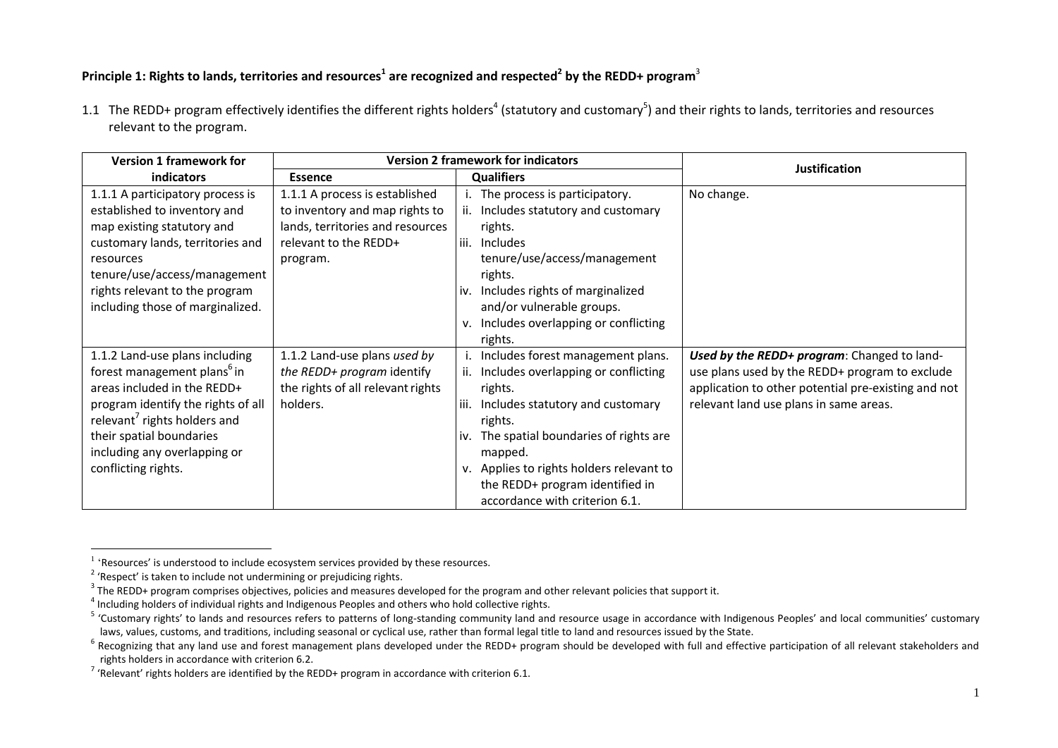## Principle 1: Rights to lands, territories and resources[1] are recognized and respected[2] by the REDD+ program[3]

1.1 The REDD+ program effectively identifies the different rights holders[4] (statutory and customary[5]) and their rights to lands, territories and resources relevant to the program.

| Version 1 framework for indicators | Version 2 framework for indicators | | Justification |
|---|---|---|---|
| | Essence | Qualifiers | |
| 1.1.1 A participatory process is established to inventory and map existing statutory and customary lands, territories and resources tenure/use/access/management rights relevant to the program including those of marginalized. | 1.1.1 A process is established to inventory and map rights to lands, territories and resources relevant to the REDD+ program. | i. The process is participatory.<br>ii. Includes statutory and customary rights.<br>iii. Includes tenure/use/access/management rights.<br>iv. Includes rights of marginalized and/or vulnerable groups.<br>v. Includes overlapping or conflicting rights. | No change. |
| 1.1.2 Land-use plans including forest management plans[6] in areas included in the REDD+ program identify the rights of all relevant[7] rights holders and their spatial boundaries including any overlapping or conflicting rights. | 1.1.2 Land-use plans *used by the REDD+ program* identify the rights of all relevant rights holders. | i. Includes forest management plans.<br>ii. Includes overlapping or conflicting rights.<br>iii. Includes statutory and customary rights.<br>iv. The spatial boundaries of rights are mapped.<br>v. Applies to rights holders relevant to the REDD+ program identified in accordance with criterion 6.1. | ***Used by the REDD+ program***: Changed to land-use plans used by the REDD+ program to exclude application to other potential pre-existing and not relevant land use plans in same areas. |

[1] 'Resources' is understood to include ecosystem services provided by these resources.

[2] 'Respect' is taken to include not undermining or prejudicing rights.

[3] The REDD+ program comprises objectives, policies and measures developed for the program and other relevant policies that support it.

[4] Including holders of individual rights and Indigenous Peoples and others who hold collective rights.

[5] 'Customary rights' to lands and resources refers to patterns of long-standing community land and resource usage in accordance with Indigenous Peoples' and local communities' customary laws, values, customs, and traditions, including seasonal or cyclical use, rather than formal legal title to land and resources issued by the State.

[6] Recognizing that any land use and forest management plans developed under the REDD+ program should be developed with full and effective participation of all relevant stakeholders and rights holders in accordance with criterion 6.2.

[7] 'Relevant' rights holders are identified by the REDD+ program in accordance with criterion 6.1.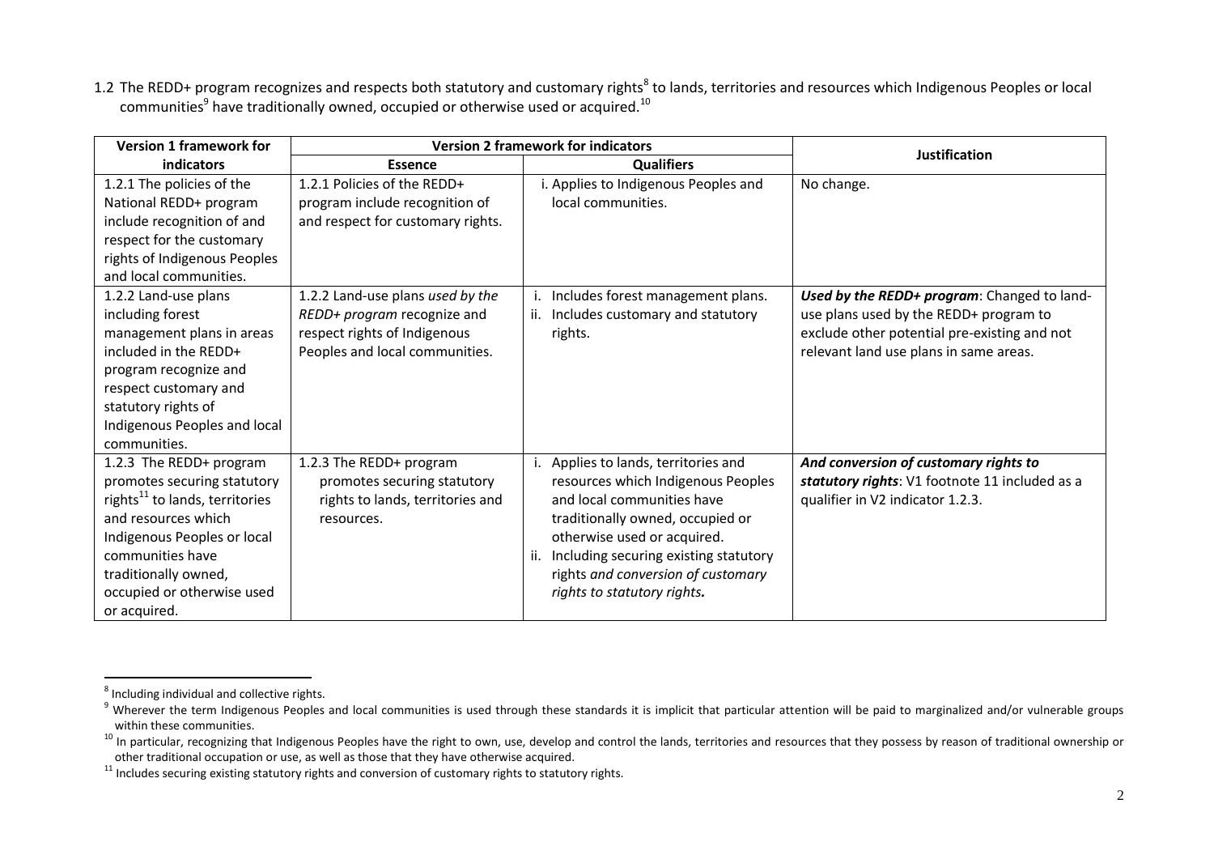1.2 The REDD+ program recognizes and respects both statutory and customary rights[8] to lands, territories and resources which Indigenous Peoples or local communities[9] have traditionally owned, occupied or otherwise used or acquired.[10]

| Version 1 framework for indicators | Version 2 framework for indicators | | Justification |
|---|---|---|---|
| | Essence | Qualifiers | |
| 1.2.1 The policies of the National REDD+ program include recognition of and respect for the customary rights of Indigenous Peoples and local communities. | 1.2.1 Policies of the REDD+ program include recognition of and respect for customary rights. | i. Applies to Indigenous Peoples and local communities. | No change. |
| 1.2.2 Land-use plans including forest management plans in areas included in the REDD+ program recognize and respect customary and statutory rights of Indigenous Peoples and local communities. | 1.2.2 Land-use plans *used by the REDD+ program* recognize and respect rights of Indigenous Peoples and local communities. | i. Includes forest management plans. ii. Includes customary and statutory rights. | ***Used by the REDD+ program***: Changed to land-use plans used by the REDD+ program to exclude other potential pre-existing and not relevant land use plans in same areas. |
| 1.2.3 The REDD+ program promotes securing statutory rights[11] to lands, territories and resources which Indigenous Peoples or local communities have traditionally owned, occupied or otherwise used or acquired. | 1.2.3 The REDD+ program promotes securing statutory rights to lands, territories and resources. | i. Applies to lands, territories and resources which Indigenous Peoples and local communities have traditionally owned, occupied or otherwise used or acquired. ii. Including securing existing statutory rights *and conversion of customary rights to statutory rights.* | ***And conversion of customary rights to statutory rights***: V1 footnote 11 included as a qualifier in V2 indicator 1.2.3. |

[8] Including individual and collective rights.

[9] Wherever the term Indigenous Peoples and local communities is used through these standards it is implicit that particular attention will be paid to marginalized and/or vulnerable groups within these communities.

[10] In particular, recognizing that Indigenous Peoples have the right to own, use, develop and control the lands, territories and resources that they possess by reason of traditional ownership or other traditional occupation or use, as well as those that they have otherwise acquired.

[11] Includes securing existing statutory rights and conversion of customary rights to statutory rights.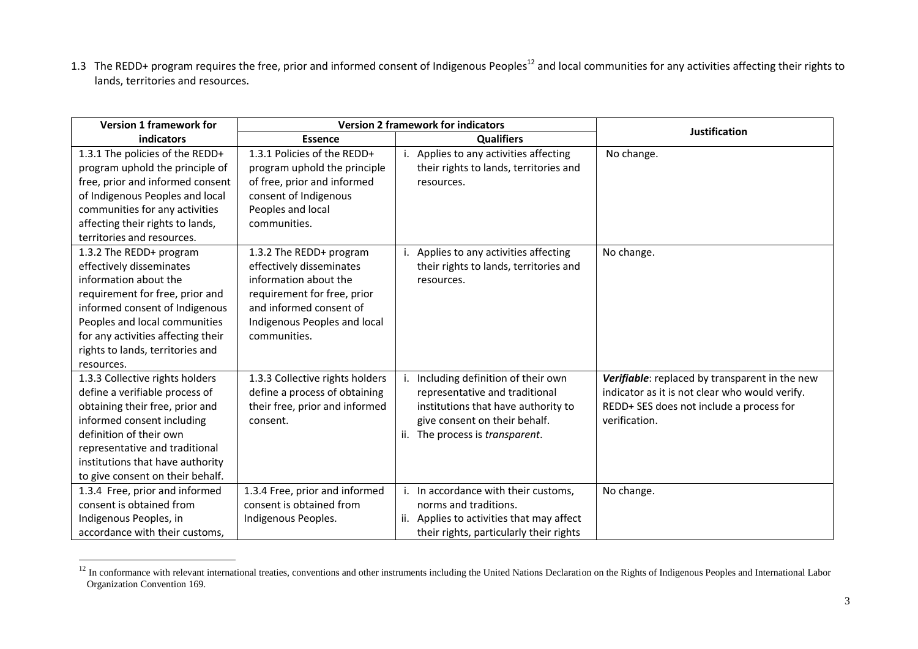1.3 The REDD+ program requires the free, prior and informed consent of Indigenous Peoples[12] and local communities for any activities affecting their rights to lands, territories and resources.

| Version 1 framework for indicators | Version 2 framework for indicators | | Justification |
|---|---|---|---|
| | Essence | Qualifiers | |
| 1.3.1 The policies of the REDD+ program uphold the principle of free, prior and informed consent of Indigenous Peoples and local communities for any activities affecting their rights to lands, territories and resources. | 1.3.1 Policies of the REDD+ program uphold the principle of free, prior and informed consent of Indigenous Peoples and local communities. | i. Applies to any activities affecting their rights to lands, territories and resources. | No change. |
| 1.3.2 The REDD+ program effectively disseminates information about the requirement for free, prior and informed consent of Indigenous Peoples and local communities for any activities affecting their rights to lands, territories and resources. | 1.3.2 The REDD+ program effectively disseminates information about the requirement for free, prior and informed consent of Indigenous Peoples and local communities. | i. Applies to any activities affecting their rights to lands, territories and resources. | No change. |
| 1.3.3 Collective rights holders define a verifiable process of obtaining their free, prior and informed consent including definition of their own representative and traditional institutions that have authority to give consent on their behalf. | 1.3.3 Collective rights holders define a process of obtaining their free, prior and informed consent. | i. Including definition of their own representative and traditional institutions that have authority to give consent on their behalf.<br>ii. The process is *transparent*. | ***Verifiable***: replaced by transparent in the new indicator as it is not clear who would verify. REDD+ SES does not include a process for verification. |
| 1.3.4 Free, prior and informed consent is obtained from Indigenous Peoples, in accordance with their customs, | 1.3.4 Free, prior and informed consent is obtained from Indigenous Peoples. | i. In accordance with their customs, norms and traditions.<br>ii. Applies to activities that may affect their rights, particularly their rights | No change. |

[12] In conformance with relevant international treaties, conventions and other instruments including the United Nations Declaration on the Rights of Indigenous Peoples and International Labor Organization Convention 169.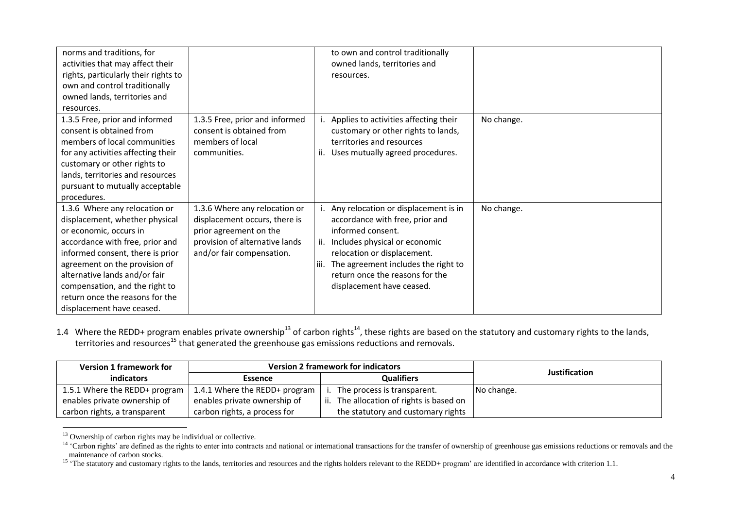| | | | |
|---|---|---|---|
| norms and traditions, for activities that may affect their rights, particularly their rights to own and control traditionally owned lands, territories and resources. | | to own and control traditionally owned lands, territories and resources. | |
| 1.3.5 Free, prior and informed consent is obtained from members of local communities for any activities affecting their customary or other rights to lands, territories and resources pursuant to mutually acceptable procedures. | 1.3.5 Free, prior and informed consent is obtained from members of local communities. | i. Applies to activities affecting their customary or other rights to lands, territories and resources<br>ii. Uses mutually agreed procedures. | No change. |
| 1.3.6 Where any relocation or displacement, whether physical or economic, occurs in accordance with free, prior and informed consent, there is prior agreement on the provision of alternative lands and/or fair compensation, and the right to return once the reasons for the displacement have ceased. | 1.3.6 Where any relocation or displacement occurs, there is prior agreement on the provision of alternative lands and/or fair compensation. | i. Any relocation or displacement is in accordance with free, prior and informed consent.<br>ii. Includes physical or economic relocation or displacement.<br>iii. The agreement includes the right to return once the reasons for the displacement have ceased. | No change. |

1.4 Where the REDD+ program enables private ownership[13] of carbon rights[14], these rights are based on the statutory and customary rights to the lands, territories and resources[15] that generated the greenhouse gas emissions reductions and removals.

| Version 1 framework for indicators | Version 2 framework for indicators | | Justification |
|---|---|---|---|
| | Essence | Qualifiers | |
| 1.5.1 Where the REDD+ program enables private ownership of carbon rights, a transparent | 1.4.1 Where the REDD+ program enables private ownership of carbon rights, a process for | i. The process is transparent.<br>ii. The allocation of rights is based on the statutory and customary rights | No change. |

[13] Ownership of carbon rights may be individual or collective.

[14] 'Carbon rights' are defined as the rights to enter into contracts and national or international transactions for the transfer of ownership of greenhouse gas emissions reductions or removals and the maintenance of carbon stocks.

[15] 'The statutory and customary rights to the lands, territories and resources and the rights holders relevant to the REDD+ program' are identified in accordance with criterion 1.1.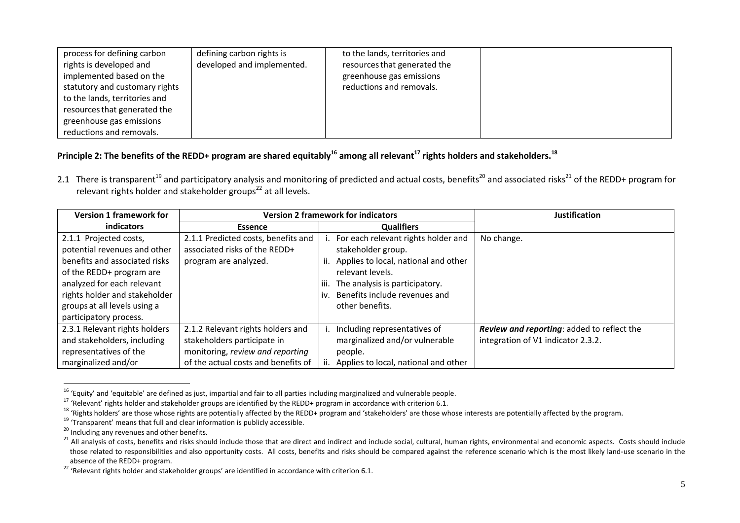| process for defining carbon rights is developed and implemented based on the statutory and customary rights to the lands, territories and resources that generated the greenhouse gas emissions reductions and removals. | defining carbon rights is developed and implemented. | to the lands, territories and resources that generated the greenhouse gas emissions reductions and removals. | |
|---|---|---|---|

**Principle 2: The benefits of the REDD+ program are shared equitably[16] among all relevant[17] rights holders and stakeholders.[18]**

2.1 There is transparent[19] and participatory analysis and monitoring of predicted and actual costs, benefits[20] and associated risks[21] of the REDD+ program for relevant rights holder and stakeholder groups[22] at all levels.

| Version 1 framework for indicators | Version 2 framework for indicators | | Justification |
|---|---|---|---|
| | Essence | Qualifiers | |
| 2.1.1 Projected costs, potential revenues and other benefits and associated risks of the REDD+ program are analyzed for each relevant rights holder and stakeholder groups at all levels using a participatory process. | 2.1.1 Predicted costs, benefits and associated risks of the REDD+ program are analyzed. | i. For each relevant rights holder and stakeholder group.<br>ii. Applies to local, national and other relevant levels.<br>iii. The analysis is participatory.<br>iv. Benefits include revenues and other benefits. | No change. |
| 2.3.1 Relevant rights holders and stakeholders, including representatives of the marginalized and/or | 2.1.2 Relevant rights holders and stakeholders participate in monitoring, *review and reporting* of the actual costs and benefits of | i. Including representatives of marginalized and/or vulnerable people.<br>ii. Applies to local, national and other | ***Review and reporting***: added to reflect the integration of V1 indicator 2.3.2. |

[16] 'Equity' and 'equitable' are defined as just, impartial and fair to all parties including marginalized and vulnerable people.

[17] 'Relevant' rights holder and stakeholder groups are identified by the REDD+ program in accordance with criterion 6.1.

[18] 'Rights holders' are those whose rights are potentially affected by the REDD+ program and 'stakeholders' are those whose interests are potentially affected by the program.

[19] 'Transparent' means that full and clear information is publicly accessible.

[20] Including any revenues and other benefits.

[21] All analysis of costs, benefits and risks should include those that are direct and indirect and include social, cultural, human rights, environmental and economic aspects. Costs should include those related to responsibilities and also opportunity costs. All costs, benefits and risks should be compared against the reference scenario which is the most likely land-use scenario in the absence of the REDD+ program.

[22] 'Relevant rights holder and stakeholder groups' are identified in accordance with criterion 6.1.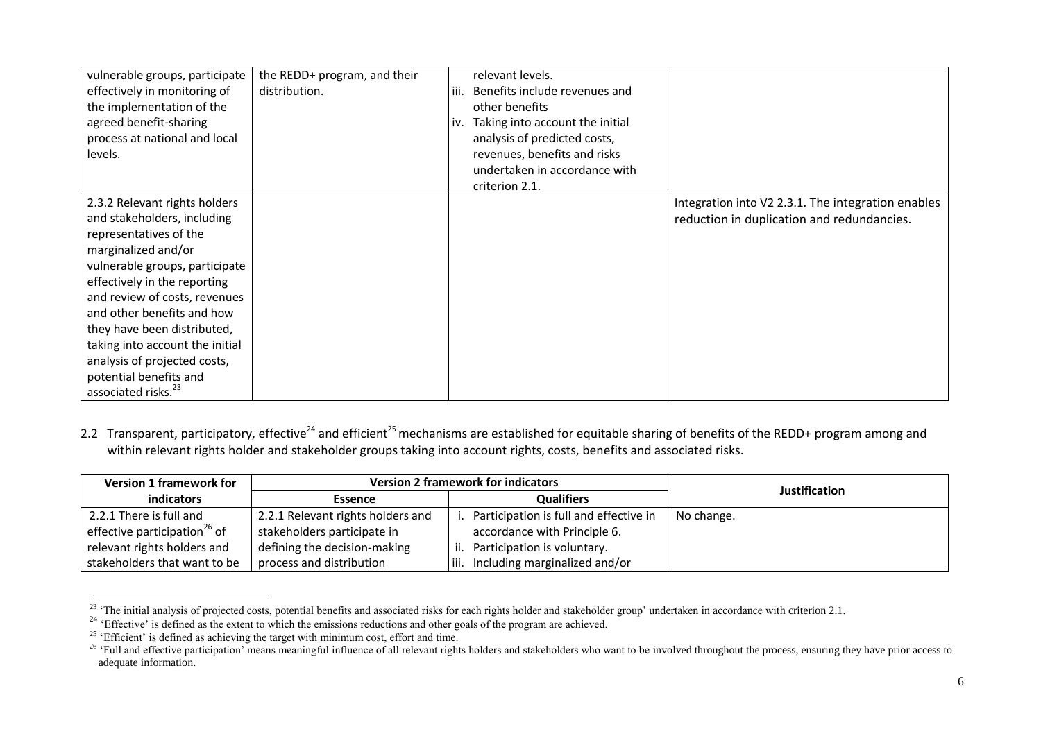| | | | |
|---|---|---|---|
| vulnerable groups, participate effectively in monitoring of the implementation of the agreed benefit-sharing process at national and local levels. | the REDD+ program, and their distribution. | relevant levels.<br>iii. Benefits include revenues and other benefits<br>iv. Taking into account the initial analysis of predicted costs, revenues, benefits and risks undertaken in accordance with criterion 2.1. | |
| 2.3.2 Relevant rights holders and stakeholders, including representatives of the marginalized and/or vulnerable groups, participate effectively in the reporting and review of costs, revenues and other benefits and how they have been distributed, taking into account the initial analysis of projected costs, potential benefits and associated risks.[23] | | | Integration into V2 2.3.1. The integration enables reduction in duplication and redundancies. |

2.2 Transparent, participatory, effective[24] and efficient[25] mechanisms are established for equitable sharing of benefits of the REDD+ program among and within relevant rights holder and stakeholder groups taking into account rights, costs, benefits and associated risks.

| Version 1 framework for indicators | Version 2 framework for indicators | | Justification |
|---|---|---|---|
| | Essence | Qualifiers | |
| 2.2.1 There is full and effective participation[26] of relevant rights holders and stakeholders that want to be | 2.2.1 Relevant rights holders and stakeholders participate in defining the decision-making process and distribution | i. Participation is full and effective in accordance with Principle 6.<br>ii. Participation is voluntary.<br>iii. Including marginalized and/or | No change. |

[23] 'The initial analysis of projected costs, potential benefits and associated risks for each rights holder and stakeholder group' undertaken in accordance with criterion 2.1.

[24] 'Effective' is defined as the extent to which the emissions reductions and other goals of the program are achieved.

[25] 'Efficient' is defined as achieving the target with minimum cost, effort and time.

[26] 'Full and effective participation' means meaningful influence of all relevant rights holders and stakeholders who want to be involved throughout the process, ensuring they have prior access to adequate information.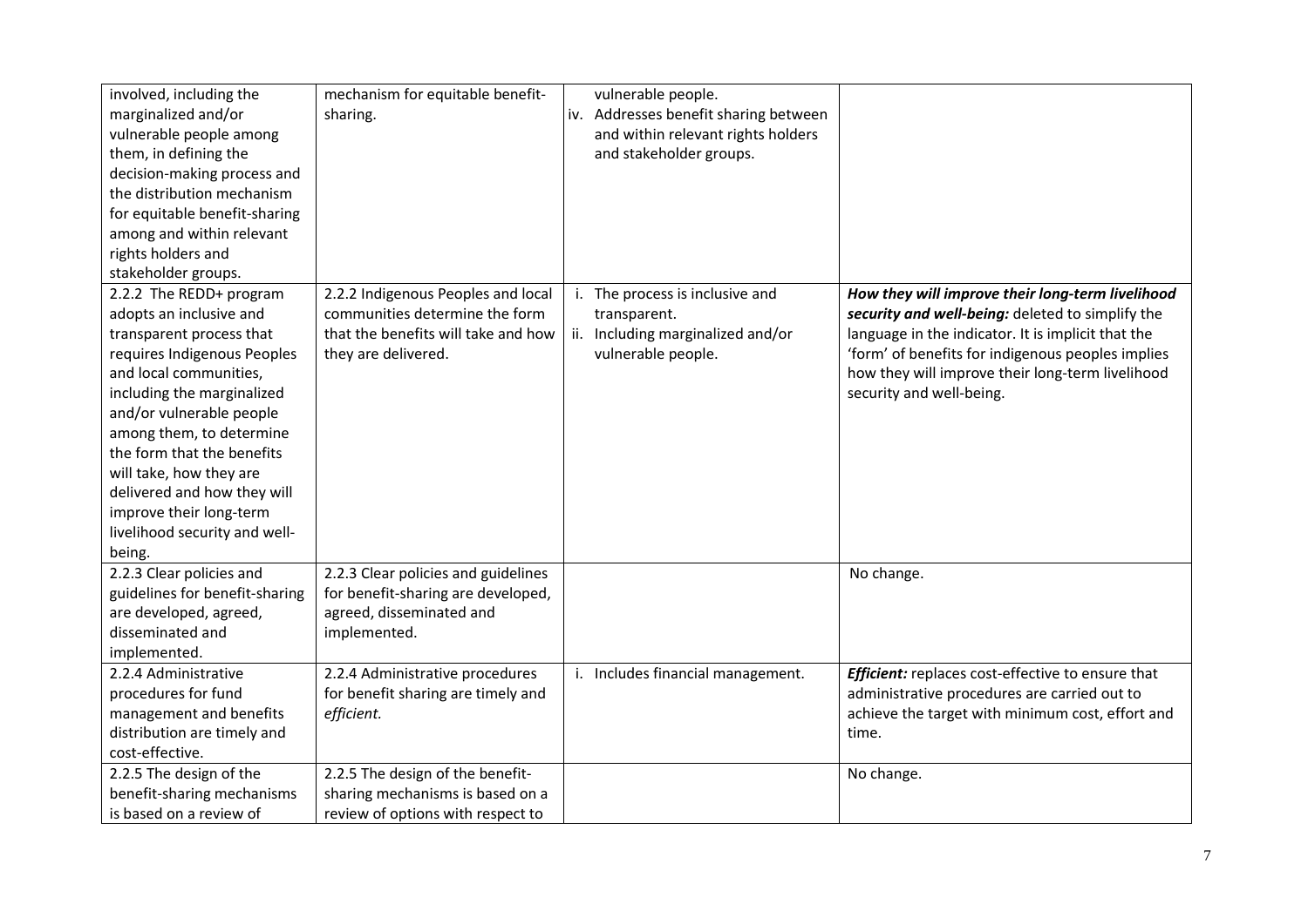| | | | |
|---|---|---|---|
| involved, including the marginalized and/or vulnerable people among them, in defining the decision-making process and the distribution mechanism for equitable benefit-sharing among and within relevant rights holders and stakeholder groups. | mechanism for equitable benefit-sharing. | vulnerable people.<br>iv. Addresses benefit sharing between and within relevant rights holders and stakeholder groups. | |
| 2.2.2 The REDD+ program adopts an inclusive and transparent process that requires Indigenous Peoples and local communities, including the marginalized and/or vulnerable people among them, to determine the form that the benefits will take, how they are delivered and how they will improve their long-term livelihood security and well-being. | 2.2.2 Indigenous Peoples and local communities determine the form that the benefits will take and how they are delivered. | i. The process is inclusive and transparent.<br>ii. Including marginalized and/or vulnerable people. | ***How they will improve their long-term livelihood security and well-being:*** deleted to simplify the language in the indicator. It is implicit that the 'form' of benefits for indigenous peoples implies how they will improve their long-term livelihood security and well-being. |
| 2.2.3 Clear policies and guidelines for benefit-sharing are developed, agreed, disseminated and implemented. | 2.2.3 Clear policies and guidelines for benefit-sharing are developed, agreed, disseminated and implemented. | | No change. |
| 2.2.4 Administrative procedures for fund management and benefits distribution are timely and cost-effective. | 2.2.4 Administrative procedures for benefit sharing are timely and *efficient.* | i. Includes financial management. | ***Efficient:*** replaces cost-effective to ensure that administrative procedures are carried out to achieve the target with minimum cost, effort and time. |
| 2.2.5 The design of the benefit-sharing mechanisms is based on a review of | 2.2.5 The design of the benefit-sharing mechanisms is based on a review of options with respect to | | No change. |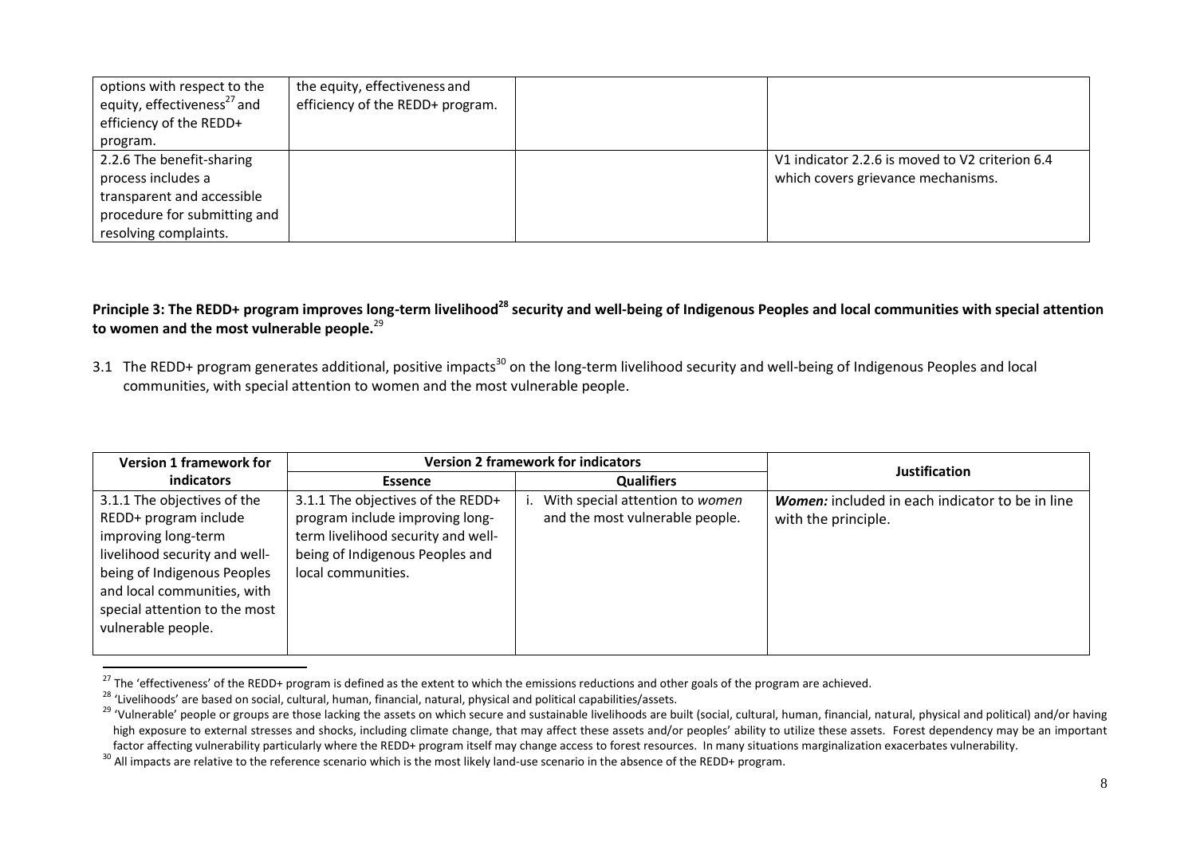| | | | |
|---|---|---|---|
| options with respect to the equity, effectiveness[27] and efficiency of the REDD+ program. | the equity, effectiveness and efficiency of the REDD+ program. | | |
| 2.2.6 The benefit-sharing process includes a transparent and accessible procedure for submitting and resolving complaints. | | | V1 indicator 2.2.6 is moved to V2 criterion 6.4 which covers grievance mechanisms. |

**Principle 3: The REDD+ program improves long-term livelihood[28] security and well-being of Indigenous Peoples and local communities with special attention to women and the most vulnerable people.**[29]

3.1 The REDD+ program generates additional, positive impacts[30] on the long-term livelihood security and well-being of Indigenous Peoples and local communities, with special attention to women and the most vulnerable people.

| Version 1 framework for indicators | Version 2 framework for indicators | | Justification |
|---|---|---|---|
| | Essence | Qualifiers | |
| 3.1.1 The objectives of the REDD+ program include improving long-term livelihood security and well-being of Indigenous Peoples and local communities, with special attention to the most vulnerable people. | 3.1.1 The objectives of the REDD+ program include improving long-term livelihood security and well-being of Indigenous Peoples and local communities. | i. With special attention to *women* and the most vulnerable people. | ***Women:*** included in each indicator to be in line with the principle. |

---

[27] The 'effectiveness' of the REDD+ program is defined as the extent to which the emissions reductions and other goals of the program are achieved.

[28] 'Livelihoods' are based on social, cultural, human, financial, natural, physical and political capabilities/assets.

[29] 'Vulnerable' people or groups are those lacking the assets on which secure and sustainable livelihoods are built (social, cultural, human, financial, natural, physical and political) and/or having high exposure to external stresses and shocks, including climate change, that may affect these assets and/or peoples' ability to utilize these assets. Forest dependency may be an important factor affecting vulnerability particularly where the REDD+ program itself may change access to forest resources. In many situations marginalization exacerbates vulnerability.

[30] All impacts are relative to the reference scenario which is the most likely land-use scenario in the absence of the REDD+ program.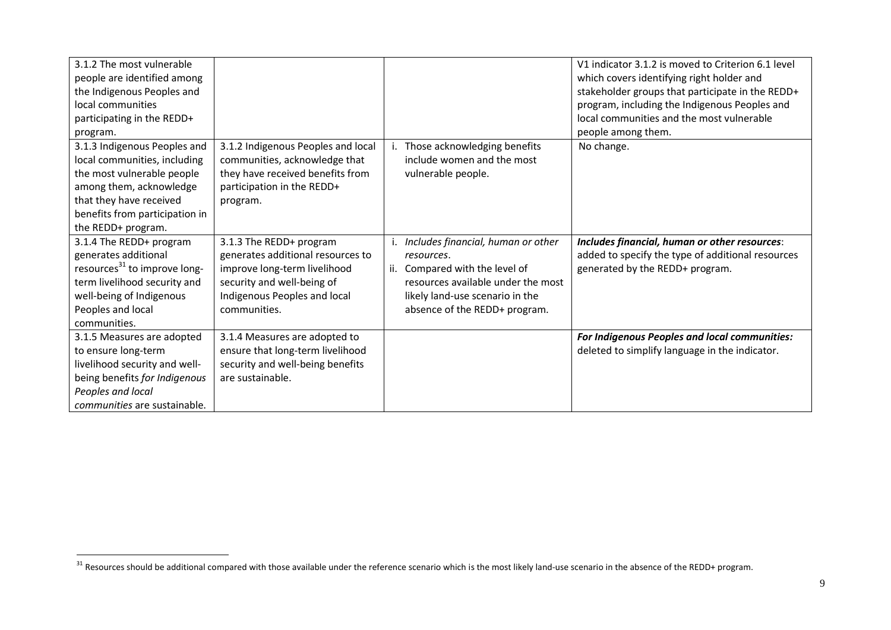| | | | |
|---|---|---|---|
| 3.1.2 The most vulnerable people are identified among the Indigenous Peoples and local communities participating in the REDD+ program. | | | V1 indicator 3.1.2 is moved to Criterion 6.1 level which covers identifying right holder and stakeholder groups that participate in the REDD+ program, including the Indigenous Peoples and local communities and the most vulnerable people among them. |
| 3.1.3 Indigenous Peoples and local communities, including the most vulnerable people among them, acknowledge that they have received benefits from participation in the REDD+ program. | 3.1.2 Indigenous Peoples and local communities, acknowledge that they have received benefits from participation in the REDD+ program. | i. Those acknowledging benefits include women and the most vulnerable people. | No change. |
| 3.1.4 The REDD+ program generates additional resources[31] to improve long-term livelihood security and well-being of Indigenous Peoples and local communities. | 3.1.3 The REDD+ program generates additional resources to improve long-term livelihood security and well-being of Indigenous Peoples and local communities. | i. *Includes financial, human or other resources*.<br>ii. Compared with the level of resources available under the most likely land-use scenario in the absence of the REDD+ program. | ***Includes financial, human or other resources***: added to specify the type of additional resources generated by the REDD+ program. |
| 3.1.5 Measures are adopted to ensure long-term livelihood security and well-being benefits *for Indigenous Peoples and local communities* are sustainable. | 3.1.4 Measures are adopted to ensure that long-term livelihood security and well-being benefits are sustainable. | | ***For Indigenous Peoples and local communities:*** deleted to simplify language in the indicator. |

[31] Resources should be additional compared with those available under the reference scenario which is the most likely land-use scenario in the absence of the REDD+ program.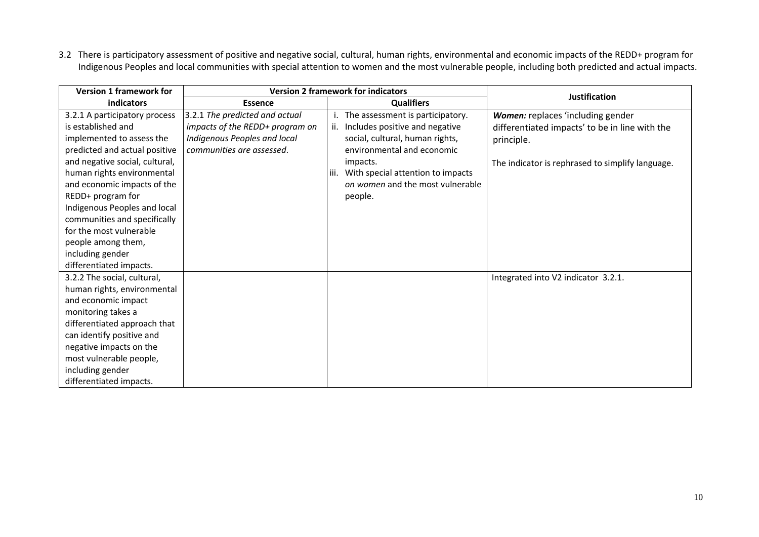3.2 There is participatory assessment of positive and negative social, cultural, human rights, environmental and economic impacts of the REDD+ program for Indigenous Peoples and local communities with special attention to women and the most vulnerable people, including both predicted and actual impacts.

| Version 1 framework for indicators | Version 2 framework for indicators | | Justification |
|---|---|---|---|
| | Essence | Qualifiers | |
| 3.2.1 A participatory process is established and implemented to assess the predicted and actual positive and negative social, cultural, human rights environmental and economic impacts of the REDD+ program for Indigenous Peoples and local communities and specifically for the most vulnerable people among them, including gender differentiated impacts. | 3.2.1 *The predicted and actual impacts of the REDD+ program on Indigenous Peoples and local communities are assessed.* | i. The assessment is participatory.<br>ii. Includes positive and negative social, cultural, human rights, environmental and economic impacts.<br>iii. With special attention to impacts *on women* and the most vulnerable people. | ***Women:*** replaces 'including gender differentiated impacts' to be in line with the principle.<br><br>The indicator is rephrased to simplify language. |
| 3.2.2 The social, cultural, human rights, environmental and economic impact monitoring takes a differentiated approach that can identify positive and negative impacts on the most vulnerable people, including gender differentiated impacts. | | | Integrated into V2 indicator 3.2.1. |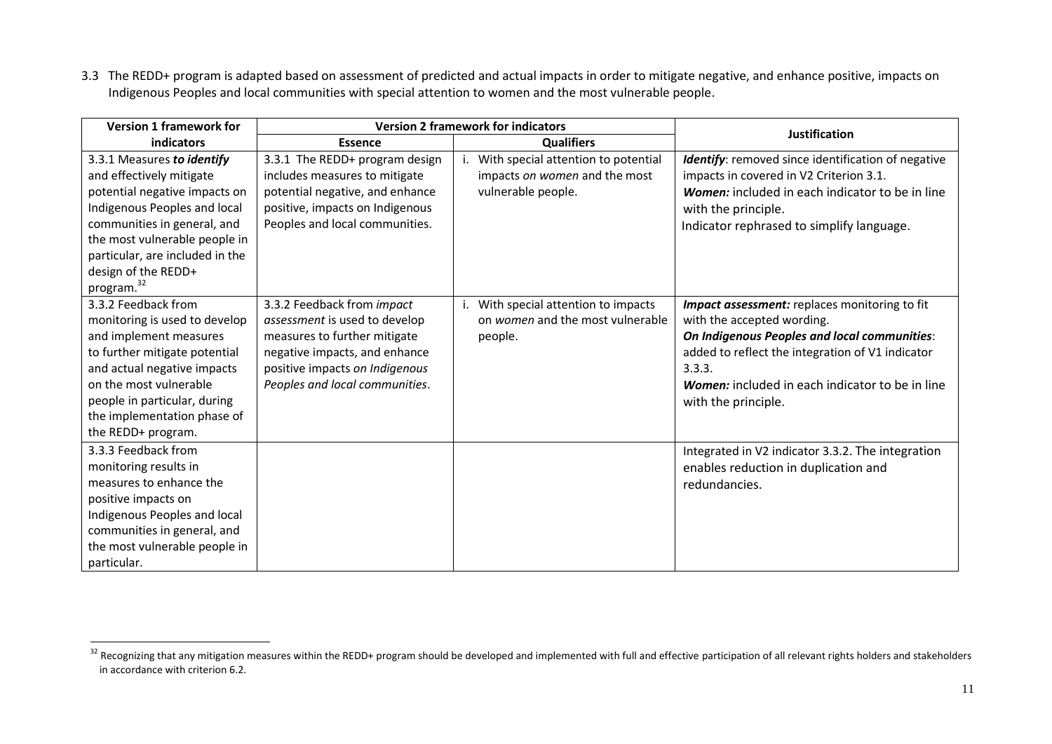3.3 The REDD+ program is adapted based on assessment of predicted and actual impacts in order to mitigate negative, and enhance positive, impacts on Indigenous Peoples and local communities with special attention to women and the most vulnerable people.

| Version 1 framework for indicators | Version 2 framework for indicators | | Justification |
|---|---|---|---|
| | Essence | Qualifiers | |
| 3.3.1 Measures ***to identify*** and effectively mitigate potential negative impacts on Indigenous Peoples and local communities in general, and the most vulnerable people in particular, are included in the design of the REDD+ program.[32] | 3.3.1 The REDD+ program design includes measures to mitigate potential negative, and enhance positive, impacts on Indigenous Peoples and local communities. | i. With special attention to potential impacts *on women* and the most vulnerable people. | ***Identify***: removed since identification of negative impacts in covered in V2 Criterion 3.1. ***Women:*** included in each indicator to be in line with the principle. Indicator rephrased to simplify language. |
| 3.3.2 Feedback from monitoring is used to develop and implement measures to further mitigate potential and actual negative impacts on the most vulnerable people in particular, during the implementation phase of the REDD+ program. | 3.3.2 Feedback from *impact assessment* is used to develop measures to further mitigate negative impacts, and enhance positive impacts *on Indigenous Peoples and local communities*. | i. With special attention to impacts on *women* and the most vulnerable people. | ***Impact assessment:*** replaces monitoring to fit with the accepted wording. ***On Indigenous Peoples and local communities***: added to reflect the integration of V1 indicator 3.3.3. ***Women:*** included in each indicator to be in line with the principle. |
| 3.3.3 Feedback from monitoring results in measures to enhance the positive impacts on Indigenous Peoples and local communities in general, and the most vulnerable people in particular. | | | Integrated in V2 indicator 3.3.2. The integration enables reduction in duplication and redundancies. |

[32] Recognizing that any mitigation measures within the REDD+ program should be developed and implemented with full and effective participation of all relevant rights holders and stakeholders in accordance with criterion 6.2.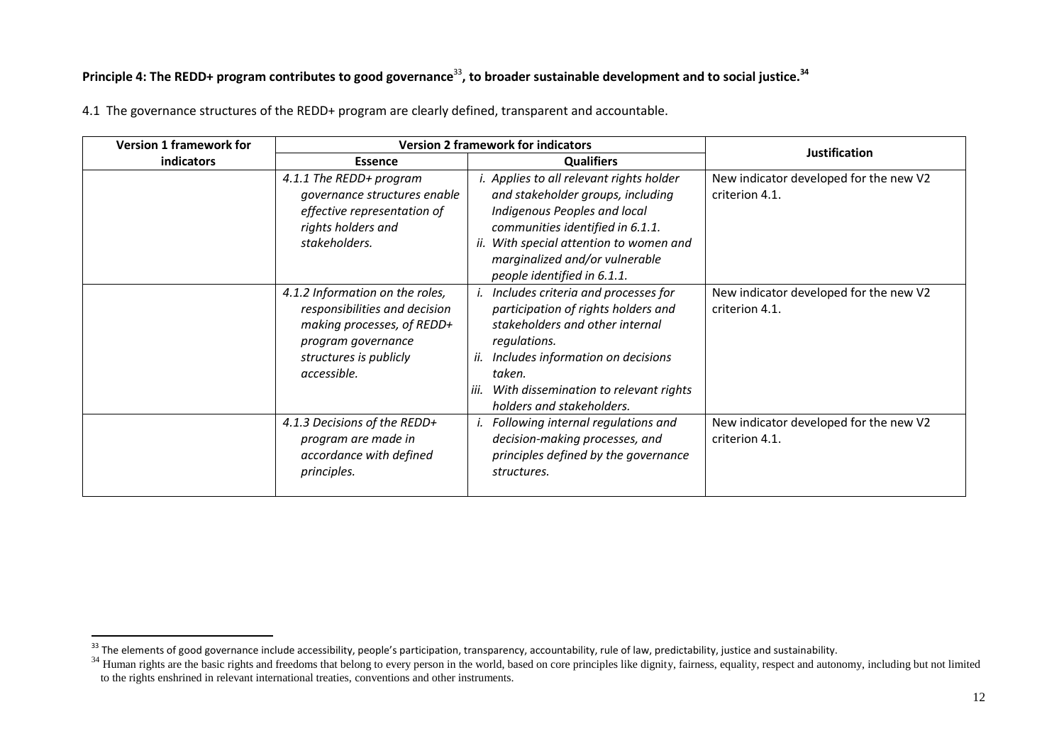**Principle 4: The REDD+ program contributes to good governance[33], to broader sustainable development and to social justice.[34]**

4.1 The governance structures of the REDD+ program are clearly defined, transparent and accountable.

| Version 1 framework for indicators | Version 2 framework for indicators | | Justification |
|---|---|---|---|
| | Essence | Qualifiers | |
| | *4.1.1 The REDD+ program governance structures enable effective representation of rights holders and stakeholders.* | *i. Applies to all relevant rights holder and stakeholder groups, including Indigenous Peoples and local communities identified in 6.1.1.*<br>*ii. With special attention to women and marginalized and/or vulnerable people identified in 6.1.1.* | New indicator developed for the new V2 criterion 4.1. |
| | *4.1.2 Information on the roles, responsibilities and decision making processes, of REDD+ program governance structures is publicly accessible.* | *i. Includes criteria and processes for participation of rights holders and stakeholders and other internal regulations.*<br>*ii. Includes information on decisions taken.*<br>*iii. With dissemination to relevant rights holders and stakeholders.* | New indicator developed for the new V2 criterion 4.1. |
| | *4.1.3 Decisions of the REDD+ program are made in accordance with defined principles.* | *i. Following internal regulations and decision-making processes, and principles defined by the governance structures.* | New indicator developed for the new V2 criterion 4.1. |

[33] The elements of good governance include accessibility, people's participation, transparency, accountability, rule of law, predictability, justice and sustainability.

[34] Human rights are the basic rights and freedoms that belong to every person in the world, based on core principles like dignity, fairness, equality, respect and autonomy, including but not limited to the rights enshrined in relevant international treaties, conventions and other instruments.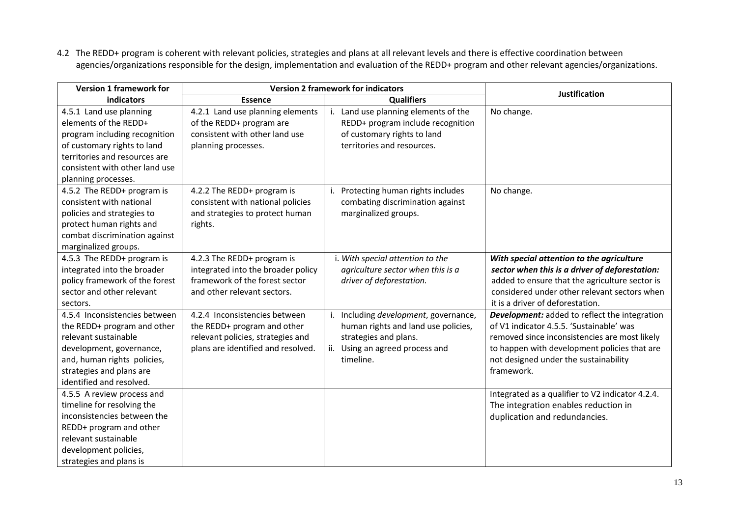4.2 The REDD+ program is coherent with relevant policies, strategies and plans at all relevant levels and there is effective coordination between agencies/organizations responsible for the design, implementation and evaluation of the REDD+ program and other relevant agencies/organizations.

| Version 1 framework for indicators | Version 2 framework for indicators | | Justification |
|---|---|---|---|
| | Essence | Qualifiers | |
| 4.5.1 Land use planning elements of the REDD+ program including recognition of customary rights to land territories and resources are consistent with other land use planning processes. | 4.2.1 Land use planning elements of the REDD+ program are consistent with other land use planning processes. | i. Land use planning elements of the REDD+ program include recognition of customary rights to land territories and resources. | No change. |
| 4.5.2 The REDD+ program is consistent with national policies and strategies to protect human rights and combat discrimination against marginalized groups. | 4.2.2 The REDD+ program is consistent with national policies and strategies to protect human rights. | i. Protecting human rights includes combating discrimination against marginalized groups. | No change. |
| 4.5.3 The REDD+ program is integrated into the broader policy framework of the forest sector and other relevant sectors. | 4.2.3 The REDD+ program is integrated into the broader policy framework of the forest sector and other relevant sectors. | i. *With special attention to the agriculture sector when this is a driver of deforestation.* | ***With special attention to the agriculture sector when this is a driver of deforestation:*** added to ensure that the agriculture sector is considered under other relevant sectors when it is a driver of deforestation. |
| 4.5.4 Inconsistencies between the REDD+ program and other relevant sustainable development, governance, and, human rights policies, strategies and plans are identified and resolved. | 4.2.4 Inconsistencies between the REDD+ program and other relevant policies, strategies and plans are identified and resolved. | i. Including *development*, governance, human rights and land use policies, strategies and plans.<br>ii. Using an agreed process and timeline. | ***Development:*** added to reflect the integration of V1 indicator 4.5.5. 'Sustainable' was removed since inconsistencies are most likely to happen with development policies that are not designed under the sustainability framework. |
| 4.5.5 A review process and timeline for resolving the inconsistencies between the REDD+ program and other relevant sustainable development policies, strategies and plans is | | | Integrated as a qualifier to V2 indicator 4.2.4. The integration enables reduction in duplication and redundancies. |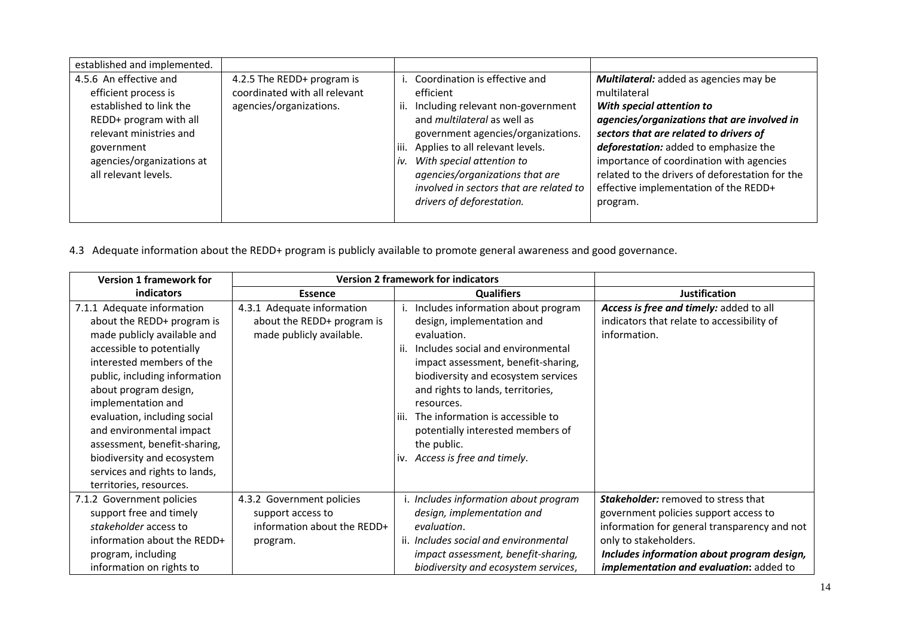| | | | |
|---|---|---|---|
| established and implemented. | | | |
| 4.5.6 An effective and efficient process is established to link the REDD+ program with all relevant ministries and government agencies/organizations at all relevant levels. | 4.2.5 The REDD+ program is coordinated with all relevant agencies/organizations. | i. Coordination is effective and efficient<br>ii. Including relevant non-government and *multilateral* as well as government agencies/organizations.<br>iii. Applies to all relevant levels.<br>iv. *With special attention to agencies/organizations that are involved in sectors that are related to drivers of deforestation.* | ***Multilateral:*** added as agencies may be multilateral<br>***With special attention to agencies/organizations that are involved in sectors that are related to drivers of deforestation:*** added to emphasize the importance of coordination with agencies related to the drivers of deforestation for the effective implementation of the REDD+ program. |

4.3 Adequate information about the REDD+ program is publicly available to promote general awareness and good governance.

| Version 1 framework for indicators | Version 2 framework for indicators | | |
|---|---|---|---|
| | Essence | Qualifiers | Justification |
| 7.1.1 Adequate information about the REDD+ program is made publicly available and accessible to potentially interested members of the public, including information about program design, implementation and evaluation, including social and environmental impact assessment, benefit-sharing, biodiversity and ecosystem services and rights to lands, territories, resources. | 4.3.1 Adequate information about the REDD+ program is made publicly available. | i. Includes information about program design, implementation and evaluation.<br>ii. Includes social and environmental impact assessment, benefit-sharing, biodiversity and ecosystem services and rights to lands, territories, resources.<br>iii. The information is accessible to potentially interested members of the public.<br>iv. *Access is free and timely*. | ***Access is free and timely:*** added to all indicators that relate to accessibility of information. |
| 7.1.2 Government policies support free and timely *stakeholder* access to information about the REDD+ program, including information on rights to | 4.3.2 Government policies support access to information about the REDD+ program. | i. *Includes information about program design, implementation and evaluation*.<br>ii. *Includes social and environmental impact assessment, benefit-sharing, biodiversity and ecosystem services*, | ***Stakeholder:*** removed to stress that government policies support access to information for general transparency and not only to stakeholders.<br>***Includes information about program design, implementation and evaluation*:** added to |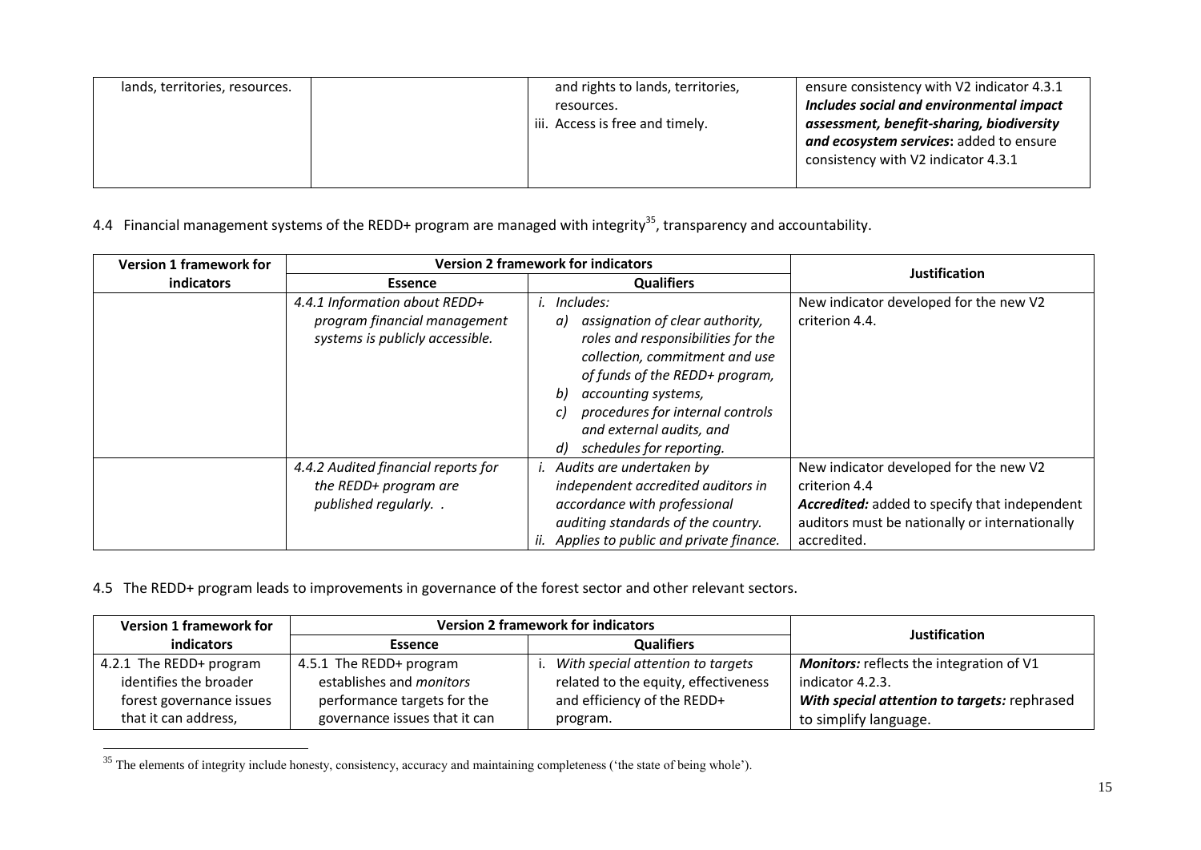| lands, territories, resources. | | and rights to lands, territories, resources.<br>iii. Access is free and timely. | ensure consistency with V2 indicator 4.3.1<br>***Includes social and environmental impact assessment, benefit-sharing, biodiversity and ecosystem services*:** added to ensure consistency with V2 indicator 4.3.1 |
|---|---|---|---|

4.4 Financial management systems of the REDD+ program are managed with integrity[35], transparency and accountability.

| Version 1 framework for indicators | Version 2 framework for indicators | | Justification |
|---|---|---|---|
| | Essence | Qualifiers | |
| | *4.4.1 Information about REDD+ program financial management systems is publicly accessible.* | *i. Includes:*<br>*a) assignation of clear authority, roles and responsibilities for the collection, commitment and use of funds of the REDD+ program,*<br>*b) accounting systems,*<br>*c) procedures for internal controls and external audits, and*<br>*d) schedules for reporting.* | New indicator developed for the new V2 criterion 4.4. |
| | *4.4.2 Audited financial reports for the REDD+ program are published regularly. .* | *i. Audits are undertaken by independent accredited auditors in accordance with professional auditing standards of the country.*<br>*ii. Applies to public and private finance.* | New indicator developed for the new V2 criterion 4.4<br>***Accredited:*** added to specify that independent auditors must be nationally or internationally accredited. |

4.5 The REDD+ program leads to improvements in governance of the forest sector and other relevant sectors.

| Version 1 framework for indicators | Version 2 framework for indicators | | Justification |
|---|---|---|---|
| | Essence | Qualifiers | |
| 4.2.1 The REDD+ program identifies the broader forest governance issues that it can address, | 4.5.1 The REDD+ program establishes and *monitors* performance targets for the governance issues that it can | i. *With special attention to targets* related to the equity, effectiveness and efficiency of the REDD+ program. | ***Monitors:*** reflects the integration of V1 indicator 4.2.3.<br>***With special attention to targets:*** rephrased to simplify language. |

[35] The elements of integrity include honesty, consistency, accuracy and maintaining completeness ('the state of being whole').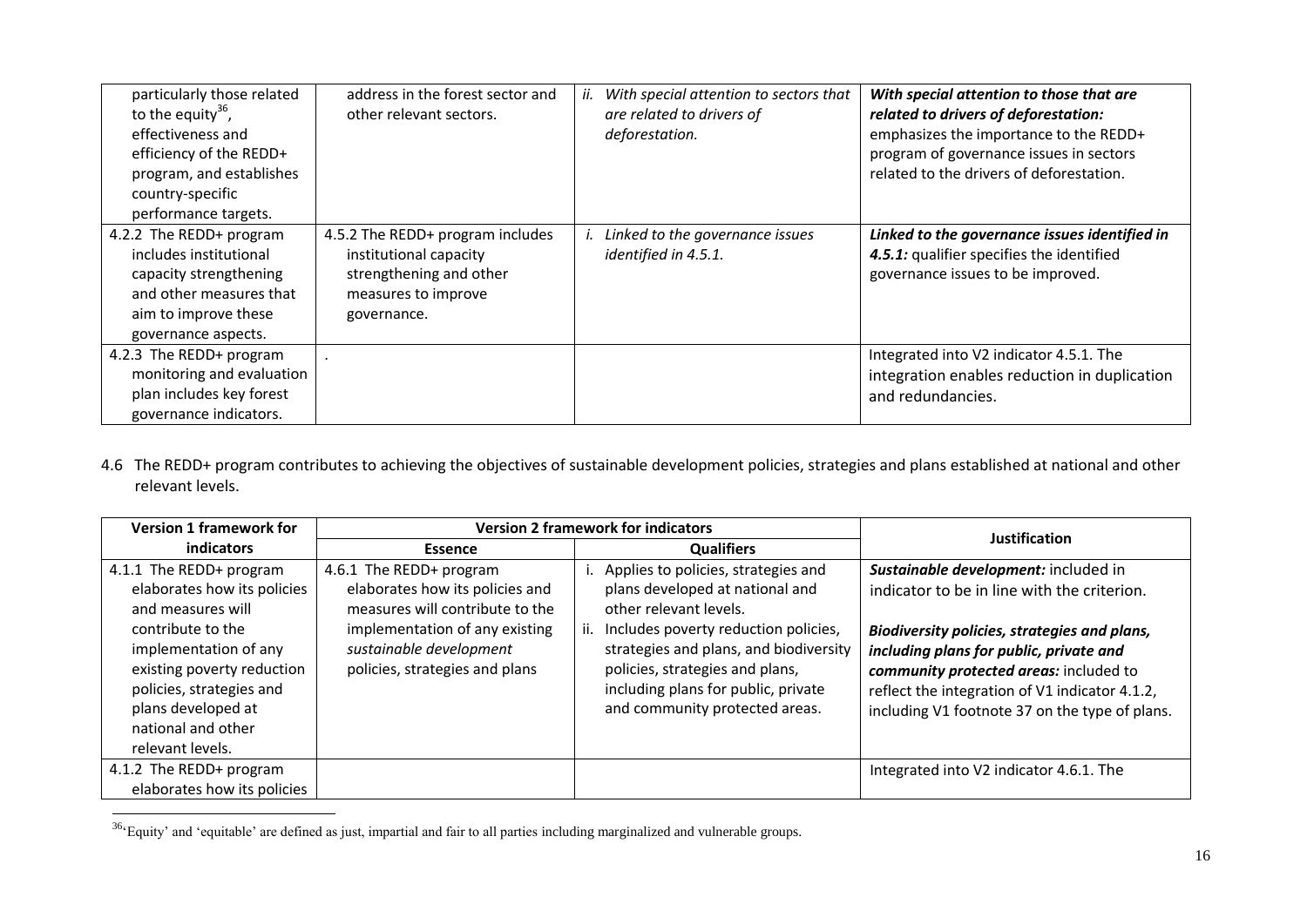| particularly those related to the equity[36], effectiveness and efficiency of the REDD+ program, and establishes country-specific performance targets. | address in the forest sector and other relevant sectors. | ii. *With special attention to sectors that are related to drivers of deforestation.* | ***With special attention to those that are related to drivers of deforestation:*** emphasizes the importance to the REDD+ program of governance issues in sectors related to the drivers of deforestation. |
|---|---|---|---|
| 4.2.2 The REDD+ program includes institutional capacity strengthening and other measures that aim to improve these governance aspects. | 4.5.2 The REDD+ program includes institutional capacity strengthening and other measures to improve governance. | i. *Linked to the governance issues identified in 4.5.1.* | ***Linked to the governance issues identified in 4.5.1:*** qualifier specifies the identified governance issues to be improved. |
| 4.2.3 The REDD+ program monitoring and evaluation plan includes key forest governance indicators. | . | | Integrated into V2 indicator 4.5.1. The integration enables reduction in duplication and redundancies. |

4.6 The REDD+ program contributes to achieving the objectives of sustainable development policies, strategies and plans established at national and other relevant levels.

| Version 1 framework for indicators | Version 2 framework for indicators | | Justification |
|---|---|---|---|
| | Essence | Qualifiers | |
| 4.1.1 The REDD+ program elaborates how its policies and measures will contribute to the implementation of any existing poverty reduction policies, strategies and plans developed at national and other relevant levels. | 4.6.1 The REDD+ program elaborates how its policies and measures will contribute to the implementation of any existing *sustainable development* policies, strategies and plans | i. Applies to policies, strategies and plans developed at national and other relevant levels.<br>ii. Includes poverty reduction policies, strategies and plans, and biodiversity policies, strategies and plans, including plans for public, private and community protected areas. | ***Sustainable development:*** included in indicator to be in line with the criterion.<br><br>***Biodiversity policies, strategies and plans, including plans for public, private and community protected areas:*** included to reflect the integration of V1 indicator 4.1.2, including V1 footnote 37 on the type of plans. |
| 4.1.2 The REDD+ program elaborates how its policies | | | Integrated into V2 indicator 4.6.1. The |

[36] 'Equity' and 'equitable' are defined as just, impartial and fair to all parties including marginalized and vulnerable groups.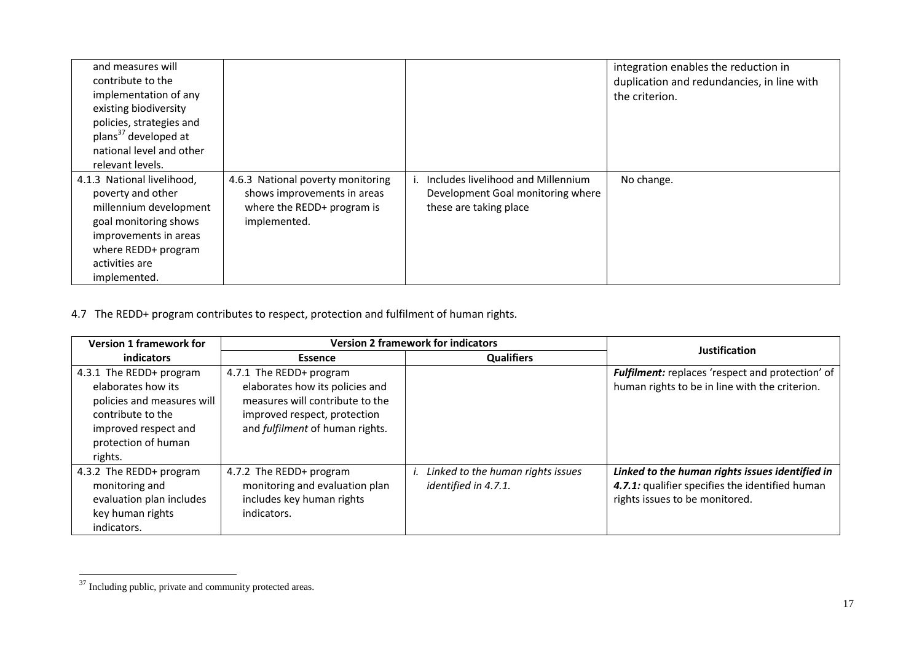| | | | |
|---|---|---|---|
| and measures will contribute to the implementation of any existing biodiversity policies, strategies and plans[37] developed at national level and other relevant levels. | | | integration enables the reduction in duplication and redundancies, in line with the criterion. |
| 4.1.3 National livelihood, poverty and other millennium development goal monitoring shows improvements in areas where REDD+ program activities are implemented. | 4.6.3 National poverty monitoring shows improvements in areas where the REDD+ program is implemented. | i. Includes livelihood and Millennium Development Goal monitoring where these are taking place | No change. |

4.7 The REDD+ program contributes to respect, protection and fulfilment of human rights.

| Version 1 framework for indicators | Version 2 framework for indicators | | Justification |
|---|---|---|---|
| | Essence | Qualifiers | |
| 4.3.1 The REDD+ program elaborates how its policies and measures will contribute to the improved respect and protection of human rights. | 4.7.1 The REDD+ program elaborates how its policies and measures will contribute to the improved respect, protection and *fulfilment* of human rights. | | ***Fulfilment:*** replaces 'respect and protection' of human rights to be in line with the criterion. |
| 4.3.2 The REDD+ program monitoring and evaluation plan includes key human rights indicators. | 4.7.2 The REDD+ program monitoring and evaluation plan includes key human rights indicators. | *i. Linked to the human rights issues identified in 4.7.1.* | ***Linked to the human rights issues identified in 4.7.1:*** qualifier specifies the identified human rights issues to be monitored. |

[37] Including public, private and community protected areas.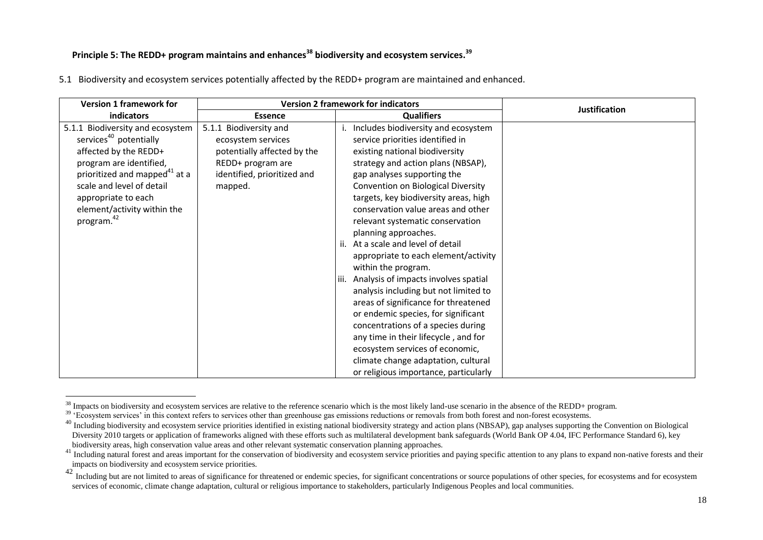**Principle 5: The REDD+ program maintains and enhances[38] biodiversity and ecosystem services.[39]**

5.1 Biodiversity and ecosystem services potentially affected by the REDD+ program are maintained and enhanced.

| Version 1 framework for indicators | Version 2 framework for indicators | | Justification |
|---|---|---|---|
| | Essence | Qualifiers | |
| 5.1.1 Biodiversity and ecosystem services[40] potentially affected by the REDD+ program are identified, prioritized and mapped[41] at a scale and level of detail appropriate to each element/activity within the program.[42] | 5.1.1 Biodiversity and ecosystem services potentially affected by the REDD+ program are identified, prioritized and mapped. | i. Includes biodiversity and ecosystem service priorities identified in existing national biodiversity strategy and action plans (NBSAP), gap analyses supporting the Convention on Biological Diversity targets, key biodiversity areas, high conservation value areas and other relevant systematic conservation planning approaches.<br>ii. At a scale and level of detail appropriate to each element/activity within the program.<br>iii. Analysis of impacts involves spatial analysis including but not limited to areas of significance for threatened or endemic species, for significant concentrations of a species during any time in their lifecycle , and for ecosystem services of economic, climate change adaptation, cultural or religious importance, particularly | |

[38] Impacts on biodiversity and ecosystem services are relative to the reference scenario which is the most likely land-use scenario in the absence of the REDD+ program.

[39] 'Ecosystem services' in this context refers to services other than greenhouse gas emissions reductions or removals from both forest and non-forest ecosystems.

[40] Including biodiversity and ecosystem service priorities identified in existing national biodiversity strategy and action plans (NBSAP), gap analyses supporting the Convention on Biological Diversity 2010 targets or application of frameworks aligned with these efforts such as multilateral development bank safeguards (World Bank OP 4.04, IFC Performance Standard 6), key biodiversity areas, high conservation value areas and other relevant systematic conservation planning approaches.

[41] Including natural forest and areas important for the conservation of biodiversity and ecosystem service priorities and paying specific attention to any plans to expand non-native forests and their impacts on biodiversity and ecosystem service priorities.

[42] Including but are not limited to areas of significance for threatened or endemic species, for significant concentrations or source populations of other species, for ecosystems and for ecosystem services of economic, climate change adaptation, cultural or religious importance to stakeholders, particularly Indigenous Peoples and local communities.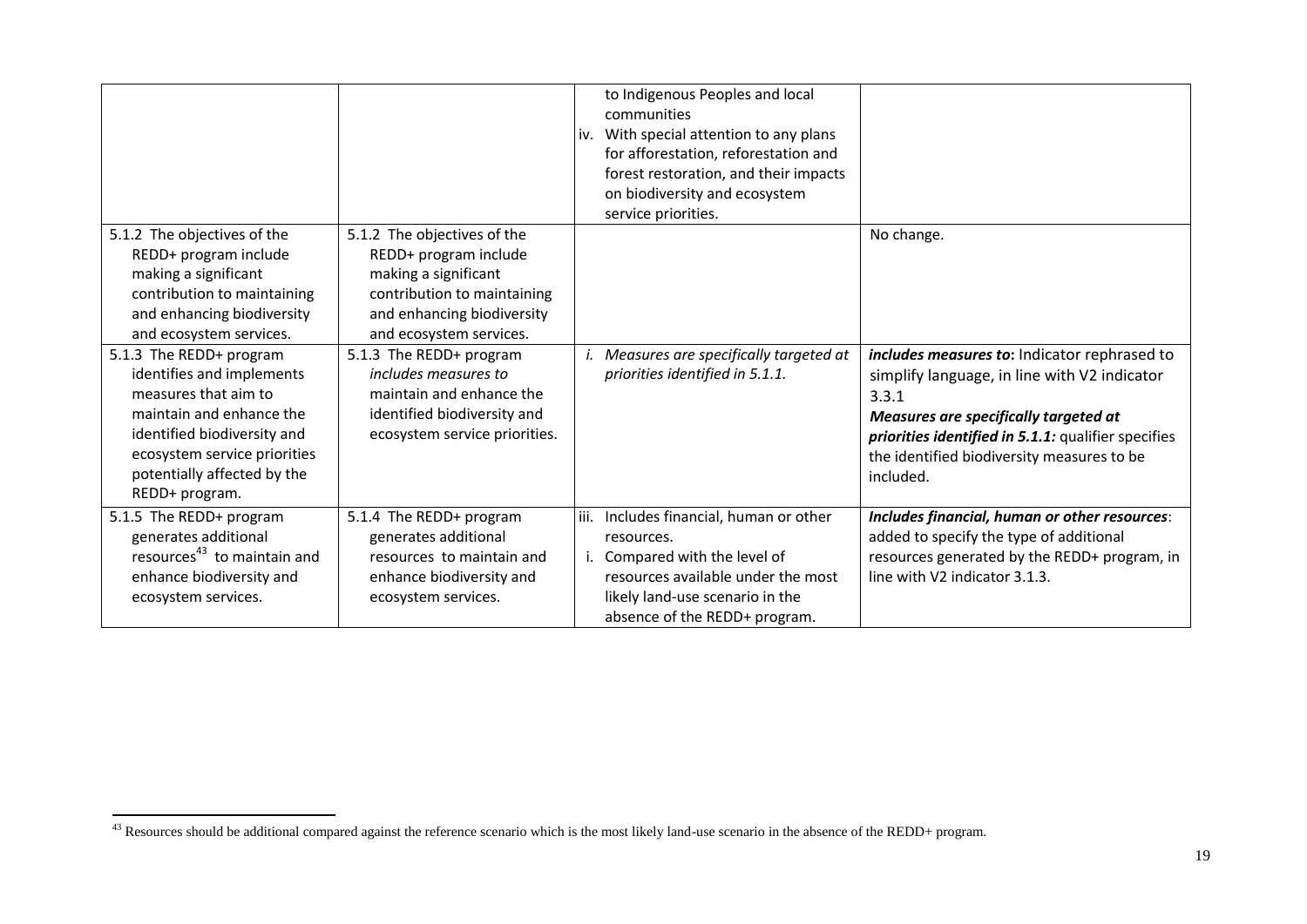| | | to Indigenous Peoples and local communities<br>iv. With special attention to any plans for afforestation, reforestation and forest restoration, and their impacts on biodiversity and ecosystem service priorities. | |
|---|---|---|---|
| 5.1.2 The objectives of the REDD+ program include making a significant contribution to maintaining and enhancing biodiversity and ecosystem services. | 5.1.2 The objectives of the REDD+ program include making a significant contribution to maintaining and enhancing biodiversity and ecosystem services. | | No change. |
| 5.1.3 The REDD+ program identifies and implements measures that aim to maintain and enhance the identified biodiversity and ecosystem service priorities potentially affected by the REDD+ program. | 5.1.3 The REDD+ program *includes measures to* maintain and enhance the identified biodiversity and ecosystem service priorities. | *i. Measures are specifically targeted at priorities identified in 5.1.1.* | ***includes measures to*:** Indicator rephrased to simplify language, in line with V2 indicator 3.3.1<br>***Measures are specifically targeted at priorities identified in 5.1.1:*** qualifier specifies the identified biodiversity measures to be included. |
| 5.1.5 The REDD+ program generates additional resources[43] to maintain and enhance biodiversity and ecosystem services. | 5.1.4 The REDD+ program generates additional resources to maintain and enhance biodiversity and ecosystem services. | iii. Includes financial, human or other resources.<br>i. Compared with the level of resources available under the most likely land-use scenario in the absence of the REDD+ program. | ***Includes financial, human or other resources***: added to specify the type of additional resources generated by the REDD+ program, in line with V2 indicator 3.1.3. |

[43] Resources should be additional compared against the reference scenario which is the most likely land-use scenario in the absence of the REDD+ program.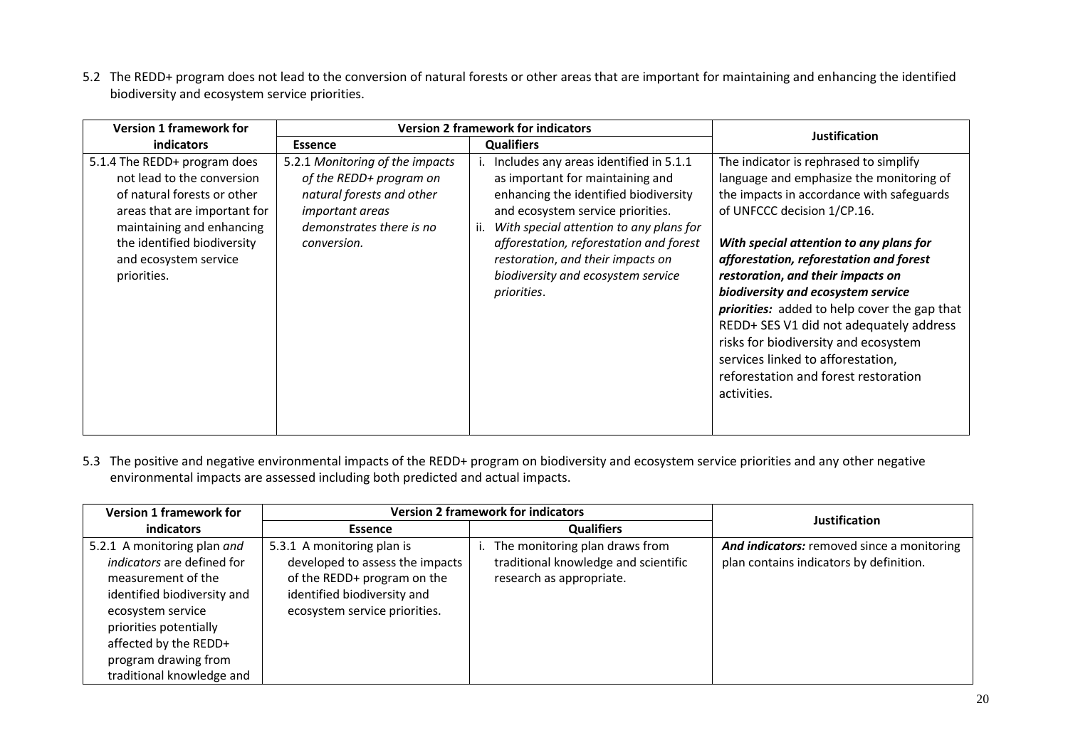5.2 The REDD+ program does not lead to the conversion of natural forests or other areas that are important for maintaining and enhancing the identified biodiversity and ecosystem service priorities.

| Version 1 framework for indicators | Version 2 framework for indicators | | Justification |
|---|---|---|---|
| | **Essence** | **Qualifiers** | |
| 5.1.4 The REDD+ program does not lead to the conversion of natural forests or other areas that are important for maintaining and enhancing the identified biodiversity and ecosystem service priorities. | 5.2.1 *Monitoring of the impacts of the REDD+ program on natural forests and other important areas demonstrates there is no conversion.* | i. Includes any areas identified in 5.1.1 as important for maintaining and enhancing the identified biodiversity and ecosystem service priorities. ii. *With special attention to any plans for afforestation, reforestation and forest restoration, and their impacts on biodiversity and ecosystem service priorities*. | The indicator is rephrased to simplify language and emphasize the monitoring of the impacts in accordance with safeguards of UNFCCC decision 1/CP.16. ***With special attention to any plans for afforestation, reforestation and forest restoration, and their impacts on biodiversity and ecosystem service priorities:*** added to help cover the gap that REDD+ SES V1 did not adequately address risks for biodiversity and ecosystem services linked to afforestation, reforestation and forest restoration activities. |

5.3 The positive and negative environmental impacts of the REDD+ program on biodiversity and ecosystem service priorities and any other negative environmental impacts are assessed including both predicted and actual impacts.

| Version 1 framework for indicators | Version 2 framework for indicators | | Justification |
|---|---|---|---|
| | **Essence** | **Qualifiers** | |
| 5.2.1 A monitoring plan *and indicators* are defined for measurement of the identified biodiversity and ecosystem service priorities potentially affected by the REDD+ program drawing from traditional knowledge and | 5.3.1 A monitoring plan is developed to assess the impacts of the REDD+ program on the identified biodiversity and ecosystem service priorities. | i. The monitoring plan draws from traditional knowledge and scientific research as appropriate. | ***And indicators:*** removed since a monitoring plan contains indicators by definition. |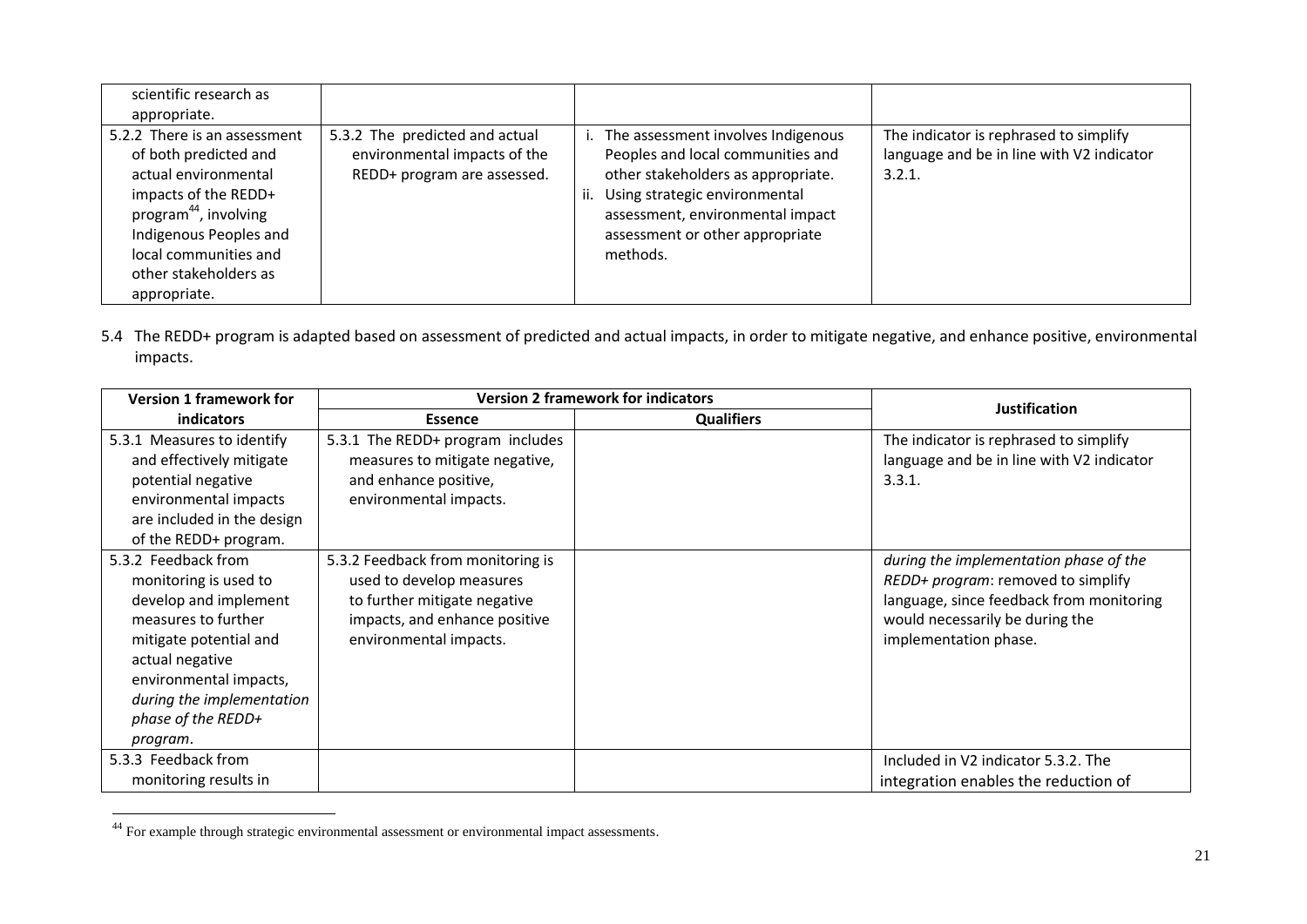| | | | |
|---|---|---|---|
| scientific research as appropriate. | | | |
| 5.2.2 There is an assessment of both predicted and actual environmental impacts of the REDD+ program[44], involving Indigenous Peoples and local communities and other stakeholders as appropriate. | 5.3.2 The predicted and actual environmental impacts of the REDD+ program are assessed. | i. The assessment involves Indigenous Peoples and local communities and other stakeholders as appropriate.<br>ii. Using strategic environmental assessment, environmental impact assessment or other appropriate methods. | The indicator is rephrased to simplify language and be in line with V2 indicator 3.2.1. |

5.4 The REDD+ program is adapted based on assessment of predicted and actual impacts, in order to mitigate negative, and enhance positive, environmental impacts.

| Version 1 framework for indicators | Version 2 framework for indicators | | Justification |
|---|---|---|---|
| | Essence | Qualifiers | |
| 5.3.1 Measures to identify and effectively mitigate potential negative environmental impacts are included in the design of the REDD+ program. | 5.3.1 The REDD+ program includes measures to mitigate negative, and enhance positive, environmental impacts. | | The indicator is rephrased to simplify language and be in line with V2 indicator 3.3.1. |
| 5.3.2 Feedback from monitoring is used to develop and implement measures to further mitigate potential and actual negative environmental impacts, *during the implementation phase of the REDD+ program*. | 5.3.2 Feedback from monitoring is used to develop measures to further mitigate negative impacts, and enhance positive environmental impacts. | | *during the implementation phase of the REDD+ program*: removed to simplify language, since feedback from monitoring would necessarily be during the implementation phase. |
| 5.3.3 Feedback from monitoring results in | | | Included in V2 indicator 5.3.2. The integration enables the reduction of |

[44] For example through strategic environmental assessment or environmental impact assessments.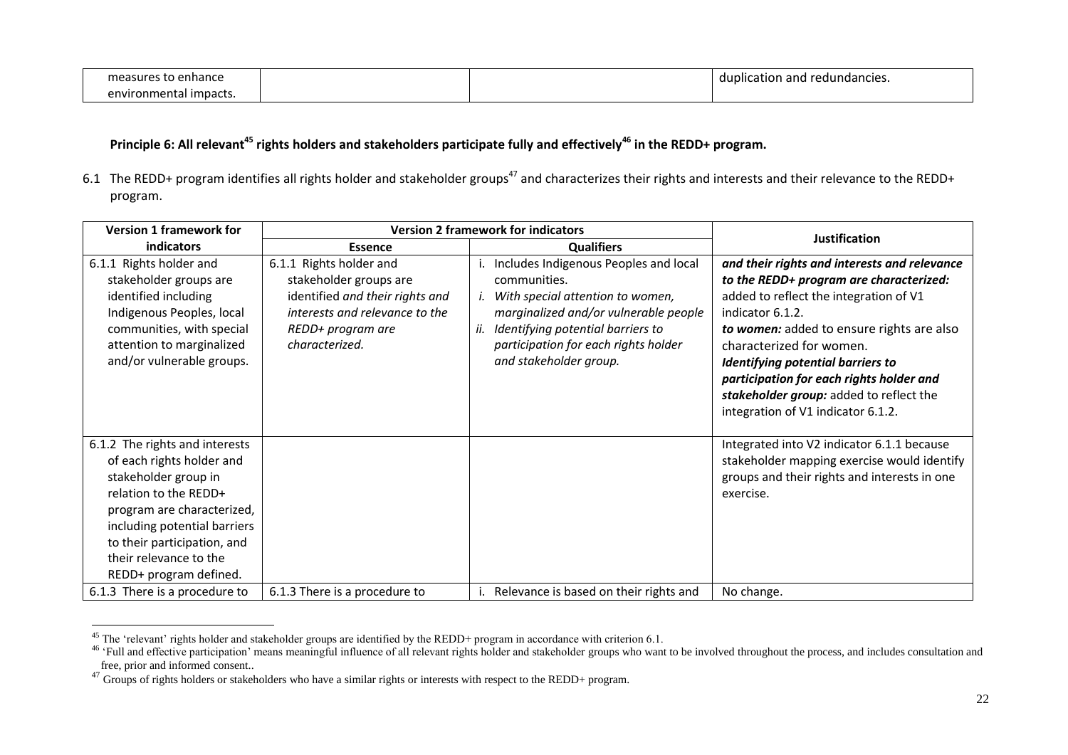| measures to enhance environmental impacts. | | | duplication and redundancies. |
|---|---|---|---|

**Principle 6: All relevant[45] rights holders and stakeholders participate fully and effectively[46] in the REDD+ program.**

6.1 The REDD+ program identifies all rights holder and stakeholder groups[47] and characterizes their rights and interests and their relevance to the REDD+ program.

| Version 1 framework for indicators | Version 2 framework for indicators | | Justification |
|---|---|---|---|
| | **Essence** | **Qualifiers** | |
| 6.1.1 Rights holder and stakeholder groups are identified including Indigenous Peoples, local communities, with special attention to marginalized and/or vulnerable groups. | 6.1.1 Rights holder and stakeholder groups are identified *and their rights and interests and relevance to the REDD+ program are characterized.* | i. Includes Indigenous Peoples and local communities. *i. With special attention to women, marginalized and/or vulnerable people* *ii. Identifying potential barriers to participation for each rights holder and stakeholder group.* | ***and their rights and interests and relevance to the REDD+ program are characterized:*** added to reflect the integration of V1 indicator 6.1.2. ***to women:*** added to ensure rights are also characterized for women. ***Identifying potential barriers to participation for each rights holder and stakeholder group:*** added to reflect the integration of V1 indicator 6.1.2. |
| 6.1.2 The rights and interests of each rights holder and stakeholder group in relation to the REDD+ program are characterized, including potential barriers to their participation, and their relevance to the REDD+ program defined. | | | Integrated into V2 indicator 6.1.1 because stakeholder mapping exercise would identify groups and their rights and interests in one exercise. |
| 6.1.3 There is a procedure to | 6.1.3 There is a procedure to | i. Relevance is based on their rights and | No change. |

[45] The 'relevant' rights holder and stakeholder groups are identified by the REDD+ program in accordance with criterion 6.1.

[46] 'Full and effective participation' means meaningful influence of all relevant rights holder and stakeholder groups who want to be involved throughout the process, and includes consultation and free, prior and informed consent..

[47] Groups of rights holders or stakeholders who have a similar rights or interests with respect to the REDD+ program.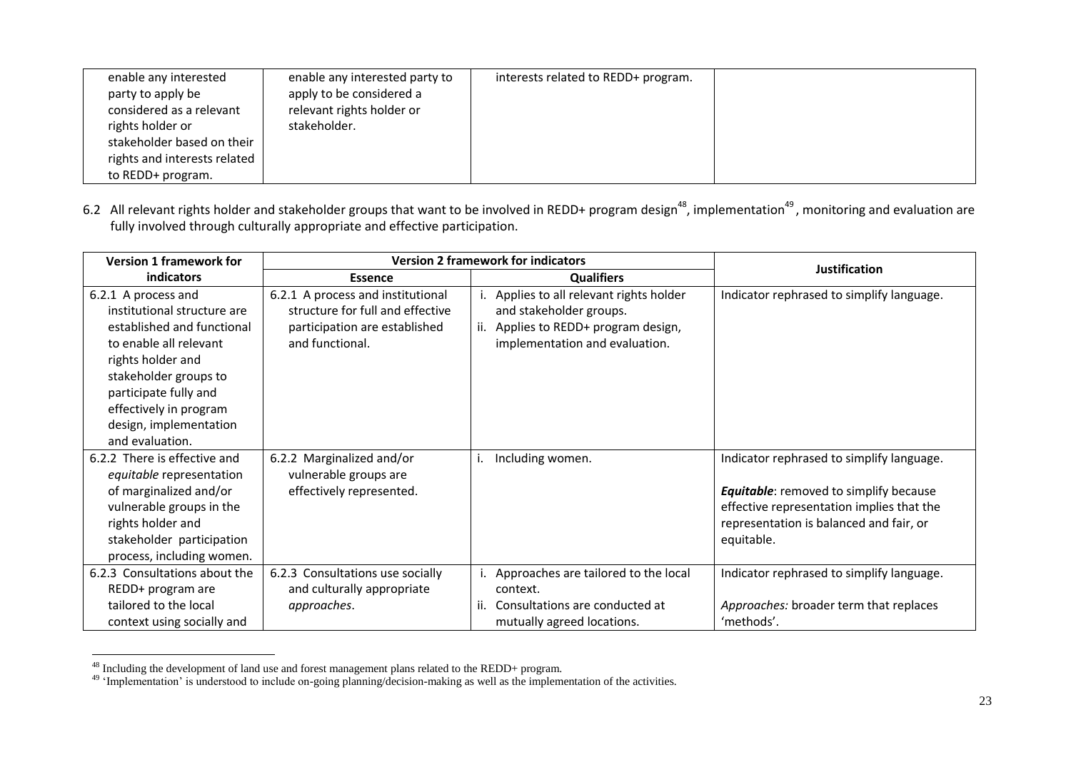| enable any interested party to apply be considered as a relevant rights holder or stakeholder based on their rights and interests related to REDD+ program. | enable any interested party to apply to be considered a relevant rights holder or stakeholder. | interests related to REDD+ program. | |
|---|---|---|---|

6.2 All relevant rights holder and stakeholder groups that want to be involved in REDD+ program design[48], implementation[49], monitoring and evaluation are fully involved through culturally appropriate and effective participation.

| Version 1 framework for indicators | Version 2 framework for indicators | | Justification |
|---|---|---|---|
| | **Essence** | **Qualifiers** | |
| 6.2.1 A process and institutional structure are established and functional to enable all relevant rights holder and stakeholder groups to participate fully and effectively in program design, implementation and evaluation. | 6.2.1 A process and institutional structure for full and effective participation are established and functional. | i. Applies to all relevant rights holder and stakeholder groups.<br>ii. Applies to REDD+ program design, implementation and evaluation. | Indicator rephrased to simplify language. |
| 6.2.2 There is effective and *equitable* representation of marginalized and/or vulnerable groups in the rights holder and stakeholder participation process, including women. | 6.2.2 Marginalized and/or vulnerable groups are effectively represented. | i. Including women. | Indicator rephrased to simplify language.<br><br>***Equitable***: removed to simplify because effective representation implies that the representation is balanced and fair, or equitable. |
| 6.2.3 Consultations about the REDD+ program are tailored to the local context using socially and | 6.2.3 Consultations use socially and culturally appropriate *approaches*. | i. Approaches are tailored to the local context.<br>ii. Consultations are conducted at mutually agreed locations. | Indicator rephrased to simplify language.<br><br>*Approaches:* broader term that replaces 'methods'. |

[48] Including the development of land use and forest management plans related to the REDD+ program.

[49] 'Implementation' is understood to include on-going planning/decision-making as well as the implementation of the activities.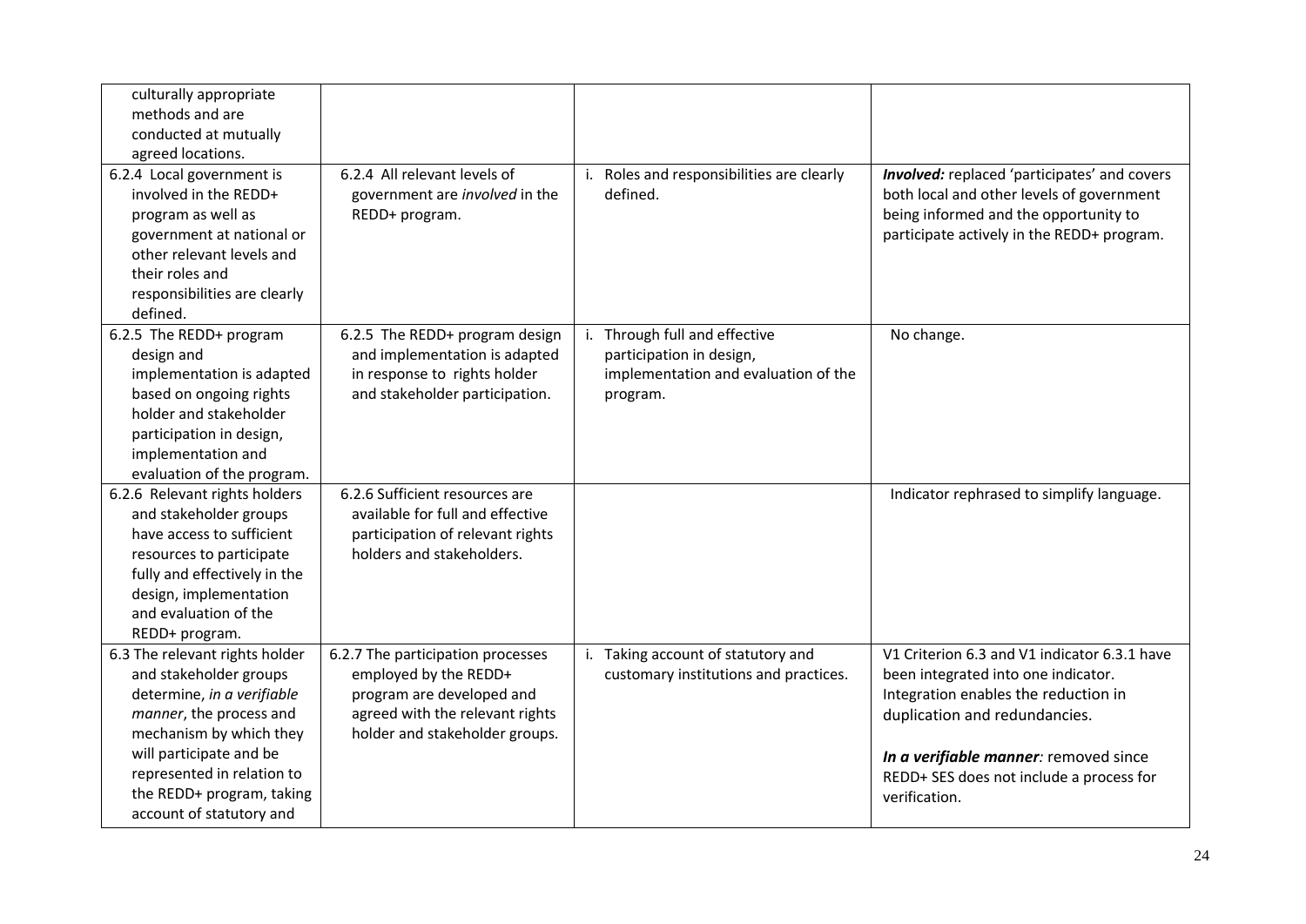| | | | |
|---|---|---|---|
| culturally appropriate methods and are conducted at mutually agreed locations. | | | |
| 6.2.4 Local government is involved in the REDD+ program as well as government at national or other relevant levels and their roles and responsibilities are clearly defined. | 6.2.4 All relevant levels of government are *involved* in the REDD+ program. | i. Roles and responsibilities are clearly defined. | ***Involved:*** replaced 'participates' and covers both local and other levels of government being informed and the opportunity to participate actively in the REDD+ program. |
| 6.2.5 The REDD+ program design and implementation is adapted based on ongoing rights holder and stakeholder participation in design, implementation and evaluation of the program. | 6.2.5 The REDD+ program design and implementation is adapted in response to rights holder and stakeholder participation. | i. Through full and effective participation in design, implementation and evaluation of the program. | No change. |
| 6.2.6 Relevant rights holders and stakeholder groups have access to sufficient resources to participate fully and effectively in the design, implementation and evaluation of the REDD+ program. | 6.2.6 Sufficient resources are available for full and effective participation of relevant rights holders and stakeholders. | | Indicator rephrased to simplify language. |
| 6.3 The relevant rights holder and stakeholder groups determine, *in a verifiable manner*, the process and mechanism by which they will participate and be represented in relation to the REDD+ program, taking account of statutory and | 6.2.7 The participation processes employed by the REDD+ program are developed and agreed with the relevant rights holder and stakeholder groups. | i. Taking account of statutory and customary institutions and practices. | V1 Criterion 6.3 and V1 indicator 6.3.1 have been integrated into one indicator. Integration enables the reduction in duplication and redundancies.<br><br>***In a verifiable manner:*** removed since REDD+ SES does not include a process for verification. |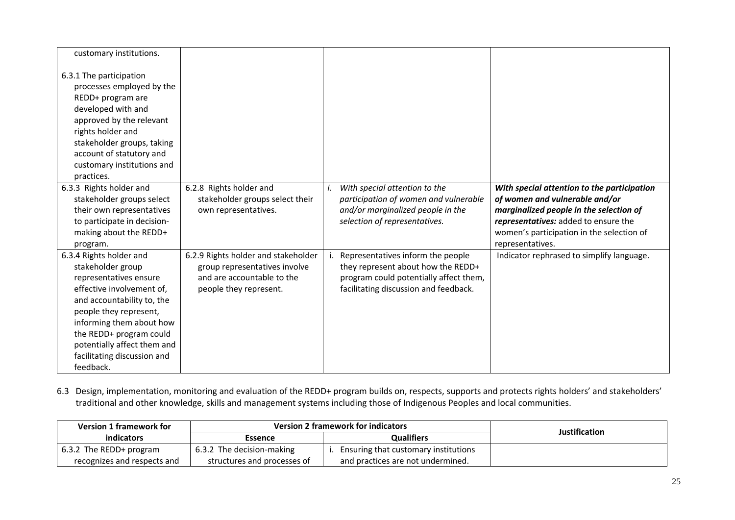| | | | |
|---|---|---|---|
| customary institutions.<br><br>6.3.1 The participation processes employed by the REDD+ program are developed with and approved by the relevant rights holder and stakeholder groups, taking account of statutory and customary institutions and practices. | | | |
| 6.3.3 Rights holder and stakeholder groups select their own representatives to participate in decision-making about the REDD+ program. | 6.2.8 Rights holder and stakeholder groups select their own representatives. | *i. With special attention to the participation of women and vulnerable and/or marginalized people in the selection of representatives.* | ***With special attention to the participation of women and vulnerable and/or marginalized people in the selection of representatives:*** added to ensure the women's participation in the selection of representatives. |
| 6.3.4 Rights holder and stakeholder group representatives ensure effective involvement of, and accountability to, the people they represent, informing them about how the REDD+ program could potentially affect them and facilitating discussion and feedback. | 6.2.9 Rights holder and stakeholder group representatives involve and are accountable to the people they represent. | i. Representatives inform the people they represent about how the REDD+ program could potentially affect them, facilitating discussion and feedback. | Indicator rephrased to simplify language. |

6.3 Design, implementation, monitoring and evaluation of the REDD+ program builds on, respects, supports and protects rights holders' and stakeholders' traditional and other knowledge, skills and management systems including those of Indigenous Peoples and local communities.

| Version 1 framework for indicators | Version 2 framework for indicators | | Justification |
|---|---|---|---|
| | Essence | Qualifiers | |
| 6.3.2 The REDD+ program recognizes and respects and | 6.3.2 The decision-making structures and processes of | i. Ensuring that customary institutions and practices are not undermined. | |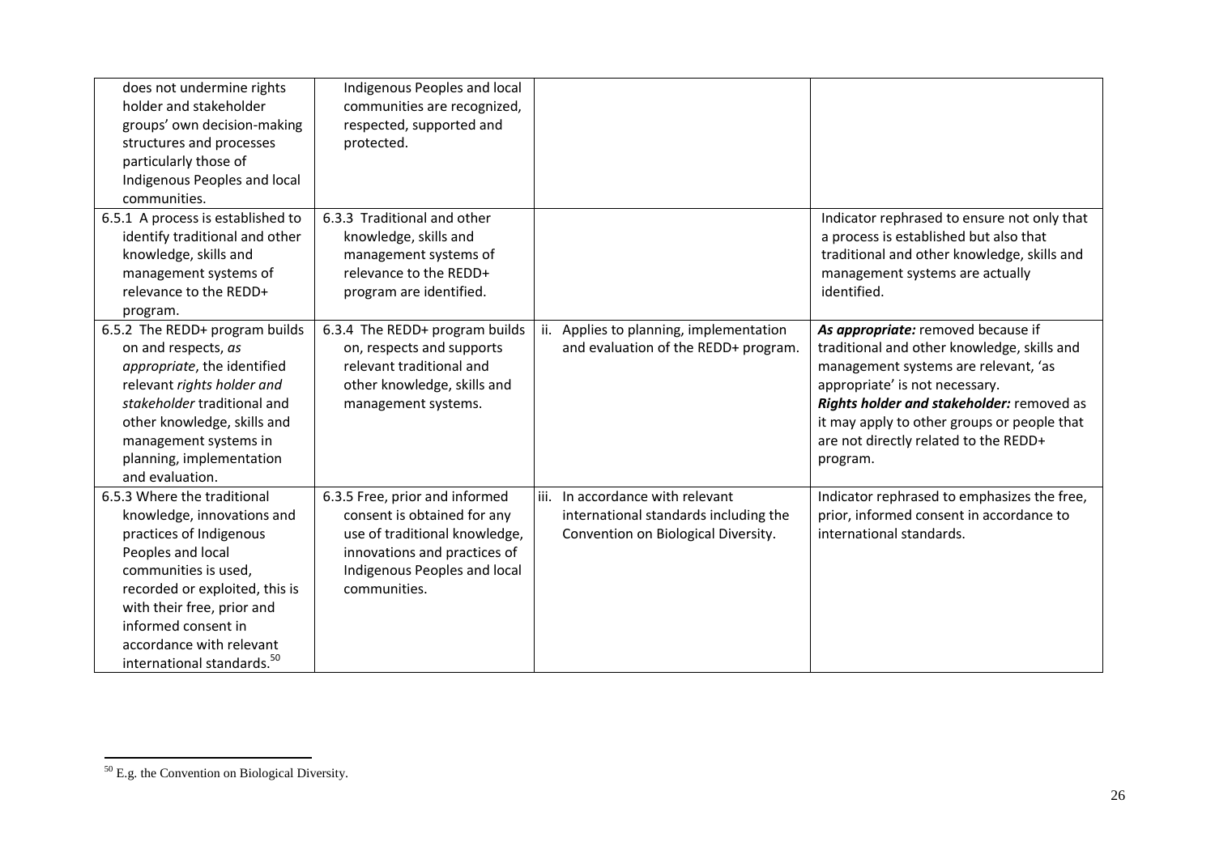| | | | |
|---|---|---|---|
| does not undermine rights holder and stakeholder groups' own decision-making structures and processes particularly those of Indigenous Peoples and local communities. | Indigenous Peoples and local communities are recognized, respected, supported and protected. | | |
| 6.5.1 A process is established to identify traditional and other knowledge, skills and management systems of relevance to the REDD+ program. | 6.3.3 Traditional and other knowledge, skills and management systems of relevance to the REDD+ program are identified. | | Indicator rephrased to ensure not only that a process is established but also that traditional and other knowledge, skills and management systems are actually identified. |
| 6.5.2 The REDD+ program builds on and respects, *as appropriate*, the identified relevant *rights holder and stakeholder* traditional and other knowledge, skills and management systems in planning, implementation and evaluation. | 6.3.4 The REDD+ program builds on, respects and supports relevant traditional and other knowledge, skills and management systems. | ii. Applies to planning, implementation and evaluation of the REDD+ program. | ***As appropriate:*** removed because if traditional and other knowledge, skills and management systems are relevant, 'as appropriate' is not necessary. ***Rights holder and stakeholder:*** removed as it may apply to other groups or people that are not directly related to the REDD+ program. |
| 6.5.3 Where the traditional knowledge, innovations and practices of Indigenous Peoples and local communities is used, recorded or exploited, this is with their free, prior and informed consent in accordance with relevant international standards.[50] | 6.3.5 Free, prior and informed consent is obtained for any use of traditional knowledge, innovations and practices of Indigenous Peoples and local communities. | iii. In accordance with relevant international standards including the Convention on Biological Diversity. | Indicator rephrased to emphasizes the free, prior, informed consent in accordance to international standards. |

[50] E.g. the Convention on Biological Diversity.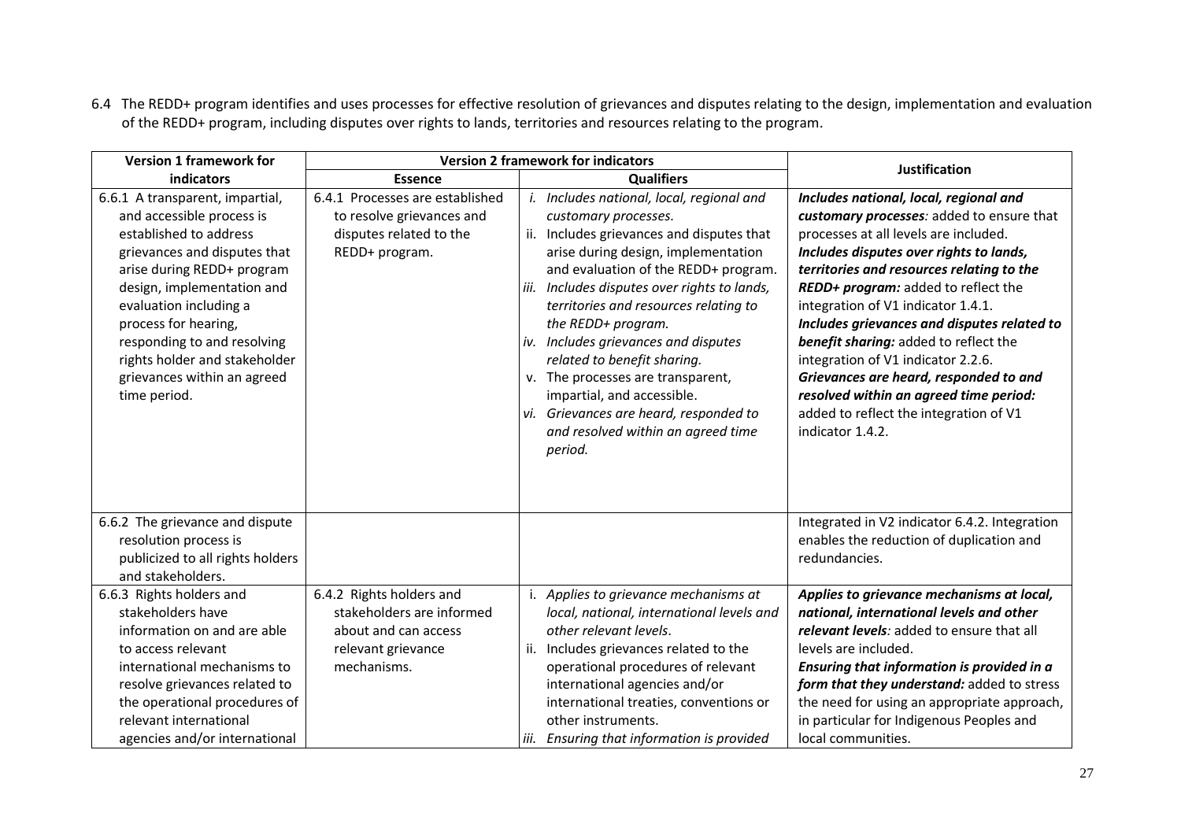6.4 The REDD+ program identifies and uses processes for effective resolution of grievances and disputes relating to the design, implementation and evaluation of the REDD+ program, including disputes over rights to lands, territories and resources relating to the program.

| Version 1 framework for indicators | Version 2 framework for indicators | | Justification |
|---|---|---|---|
| | **Essence** | **Qualifiers** | |
| 6.6.1 A transparent, impartial, and accessible process is established to address grievances and disputes that arise during REDD+ program design, implementation and evaluation including a process for hearing, responding to and resolving rights holder and stakeholder grievances within an agreed time period. | 6.4.1 Processes are established to resolve grievances and disputes related to the REDD+ program. | *i. Includes national, local, regional and customary processes.*<br>ii. Includes grievances and disputes that arise during design, implementation and evaluation of the REDD+ program.<br>*iii. Includes disputes over rights to lands, territories and resources relating to the REDD+ program.*<br>*iv. Includes grievances and disputes related to benefit sharing.*<br>v. The processes are transparent, impartial, and accessible.<br>*vi. Grievances are heard, responded to and resolved within an agreed time period.* | ***Includes national, local, regional and customary processes****:* added to ensure that processes at all levels are included.<br>***Includes disputes over rights to lands, territories and resources relating to the REDD+ program:*** added to reflect the integration of V1 indicator 1.4.1.<br>***Includes grievances and disputes related to benefit sharing:*** added to reflect the integration of V1 indicator 2.2.6.<br>***Grievances are heard, responded to and resolved within an agreed time period:*** added to reflect the integration of V1 indicator 1.4.2. |
| 6.6.2 The grievance and dispute resolution process is publicized to all rights holders and stakeholders. | | | Integrated in V2 indicator 6.4.2. Integration enables the reduction of duplication and redundancies. |
| 6.6.3 Rights holders and stakeholders have information on and are able to access relevant international mechanisms to resolve grievances related to the operational procedures of relevant international agencies and/or international | 6.4.2 Rights holders and stakeholders are informed about and can access relevant grievance mechanisms. | *i. Applies to grievance mechanisms at local, national, international levels and other relevant levels.*<br>ii. Includes grievances related to the operational procedures of relevant international agencies and/or international treaties, conventions or other instruments.<br>*iii. Ensuring that information is provided* | ***Applies to grievance mechanisms at local, national, international levels and other relevant levels****:* added to ensure that all levels are included.<br>***Ensuring that information is provided in a form that they understand:*** added to stress the need for using an appropriate approach, in particular for Indigenous Peoples and local communities. |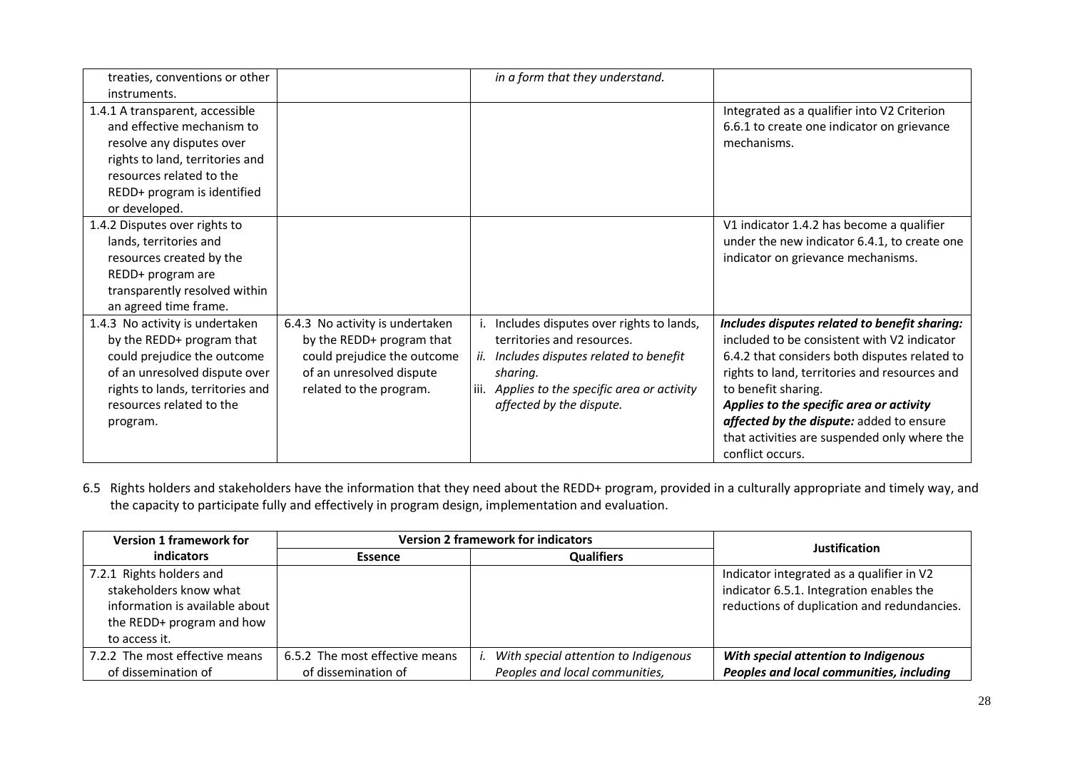| treaties, conventions or other instruments. | | *in a form that they understand.* | |
|---|---|---|---|
| 1.4.1 A transparent, accessible and effective mechanism to resolve any disputes over rights to land, territories and resources related to the REDD+ program is identified or developed. | | | Integrated as a qualifier into V2 Criterion 6.6.1 to create one indicator on grievance mechanisms. |
| 1.4.2 Disputes over rights to lands, territories and resources created by the REDD+ program are transparently resolved within an agreed time frame. | | | V1 indicator 1.4.2 has become a qualifier under the new indicator 6.4.1, to create one indicator on grievance mechanisms. |
| 1.4.3 No activity is undertaken by the REDD+ program that could prejudice the outcome of an unresolved dispute over rights to lands, territories and resources related to the program. | 6.4.3 No activity is undertaken by the REDD+ program that could prejudice the outcome of an unresolved dispute related to the program. | i. Includes disputes over rights to lands, territories and resources.<br>*ii. Includes disputes related to benefit sharing.*<br>*iii. Applies to the specific area or activity affected by the dispute.* | ***Includes disputes related to benefit sharing:*** included to be consistent with V2 indicator 6.4.2 that considers both disputes related to rights to land, territories and resources and to benefit sharing.<br>***Applies to the specific area or activity affected by the dispute:*** added to ensure that activities are suspended only where the conflict occurs. |

6.5 Rights holders and stakeholders have the information that they need about the REDD+ program, provided in a culturally appropriate and timely way, and the capacity to participate fully and effectively in program design, implementation and evaluation.

| Version 1 framework for indicators | Version 2 framework for indicators | | Justification |
|---|---|---|---|
| | **Essence** | **Qualifiers** | |
| 7.2.1 Rights holders and stakeholders know what information is available about the REDD+ program and how to access it. | | | Indicator integrated as a qualifier in V2 indicator 6.5.1. Integration enables the reductions of duplication and redundancies. |
| 7.2.2 The most effective means of dissemination of | 6.5.2 The most effective means of dissemination of | *i. With special attention to Indigenous Peoples and local communities,* | ***With special attention to Indigenous Peoples and local communities, including*** |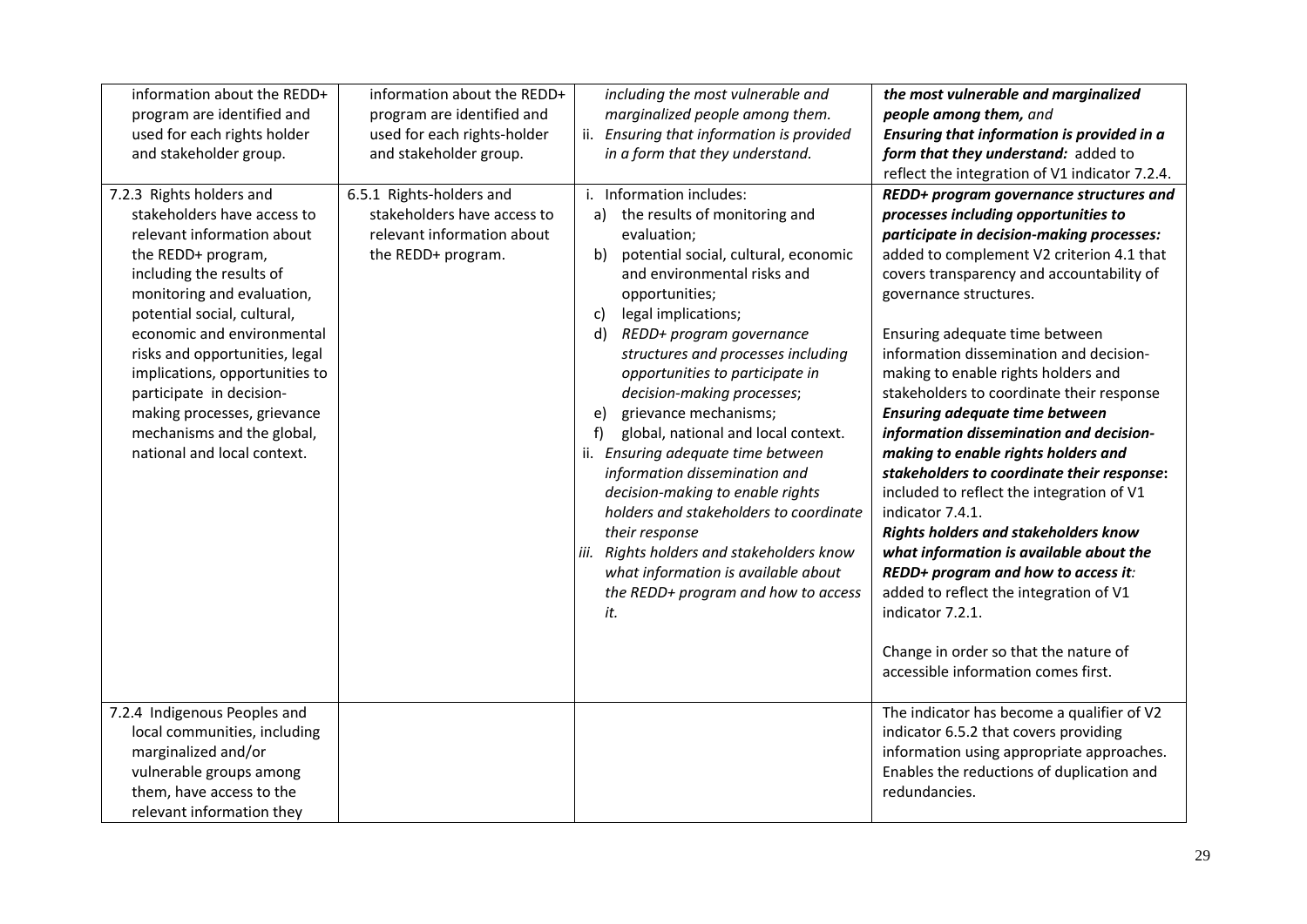| | | | |
|---|---|---|---|
| information about the REDD+ program are identified and used for each rights holder and stakeholder group. | information about the REDD+ program are identified and used for each rights-holder and stakeholder group. | *including the most vulnerable and marginalized people among them.*<br>ii. *Ensuring that information is provided in a form that they understand.* | ***the most vulnerable and marginalized people among them,*** *and*<br>***Ensuring that information is provided in a form that they understand:*** added to reflect the integration of V1 indicator 7.2.4. |
| 7.2.3 Rights holders and stakeholders have access to relevant information about the REDD+ program, including the results of monitoring and evaluation, potential social, cultural, economic and environmental risks and opportunities, legal implications, opportunities to participate in decision-making processes, grievance mechanisms and the global, national and local context. | 6.5.1 Rights-holders and stakeholders have access to relevant information about the REDD+ program. | i. Information includes:<br>a) the results of monitoring and evaluation;<br>b) potential social, cultural, economic and environmental risks and opportunities;<br>c) legal implications;<br>d) *REDD+ program governance structures and processes including opportunities to participate in decision-making processes*;<br>e) grievance mechanisms;<br>f) global, national and local context.<br>ii. *Ensuring adequate time between information dissemination and decision-making to enable rights holders and stakeholders to coordinate their response*<br>iii. *Rights holders and stakeholders know what information is available about the REDD+ program and how to access it.* | ***REDD+ program governance structures and processes including opportunities to participate in decision-making processes:*** added to complement V2 criterion 4.1 that covers transparency and accountability of governance structures.<br><br>Ensuring adequate time between information dissemination and decision-making to enable rights holders and stakeholders to coordinate their response<br>***Ensuring adequate time between information dissemination and decision-making to enable rights holders and stakeholders to coordinate their response*:** included to reflect the integration of V1 indicator 7.4.1.<br>***Rights holders and stakeholders know what information is available about the REDD+ program and how to access it:*** added to reflect the integration of V1 indicator 7.2.1.<br><br>Change in order so that the nature of accessible information comes first. |
| 7.2.4 Indigenous Peoples and local communities, including marginalized and/or vulnerable groups among them, have access to the relevant information they | | | The indicator has become a qualifier of V2 indicator 6.5.2 that covers providing information using appropriate approaches. Enables the reductions of duplication and redundancies. |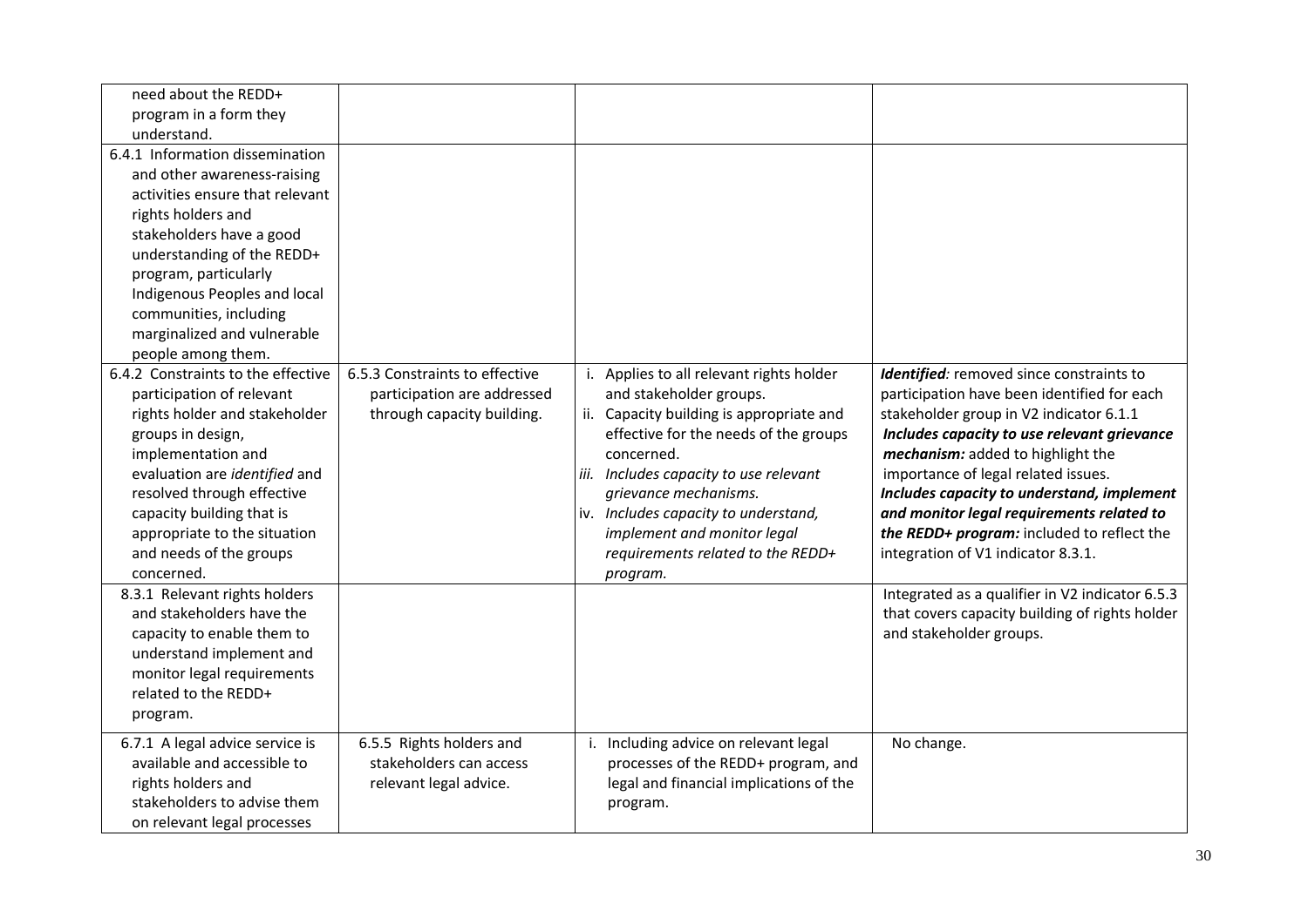| | | | |
|---|---|---|---|
| need about the REDD+ program in a form they understand. | | | |
| 6.4.1 Information dissemination and other awareness-raising activities ensure that relevant rights holders and stakeholders have a good understanding of the REDD+ program, particularly Indigenous Peoples and local communities, including marginalized and vulnerable people among them. | | | |
| 6.4.2 Constraints to the effective participation of relevant rights holder and stakeholder groups in design, implementation and evaluation are *identified* and resolved through effective capacity building that is appropriate to the situation and needs of the groups concerned. | 6.5.3 Constraints to effective participation are addressed through capacity building. | i. Applies to all relevant rights holder and stakeholder groups.<br>ii. Capacity building is appropriate and effective for the needs of the groups concerned.<br>*iii. Includes capacity to use relevant grievance mechanisms.*<br>*iv. Includes capacity to understand, implement and monitor legal requirements related to the REDD+ program.* | ***Identified****:* removed since constraints to participation have been identified for each stakeholder group in V2 indicator 6.1.1<br>***Includes capacity to use relevant grievance mechanism:*** added to highlight the importance of legal related issues.<br>***Includes capacity to understand, implement and monitor legal requirements related to the REDD+ program:*** included to reflect the integration of V1 indicator 8.3.1. |
| 8.3.1 Relevant rights holders and stakeholders have the capacity to enable them to understand implement and monitor legal requirements related to the REDD+ program. | | | Integrated as a qualifier in V2 indicator 6.5.3 that covers capacity building of rights holder and stakeholder groups. |
| 6.7.1 A legal advice service is available and accessible to rights holders and stakeholders to advise them on relevant legal processes | 6.5.5 Rights holders and stakeholders can access relevant legal advice. | i. Including advice on relevant legal processes of the REDD+ program, and legal and financial implications of the program. | No change. |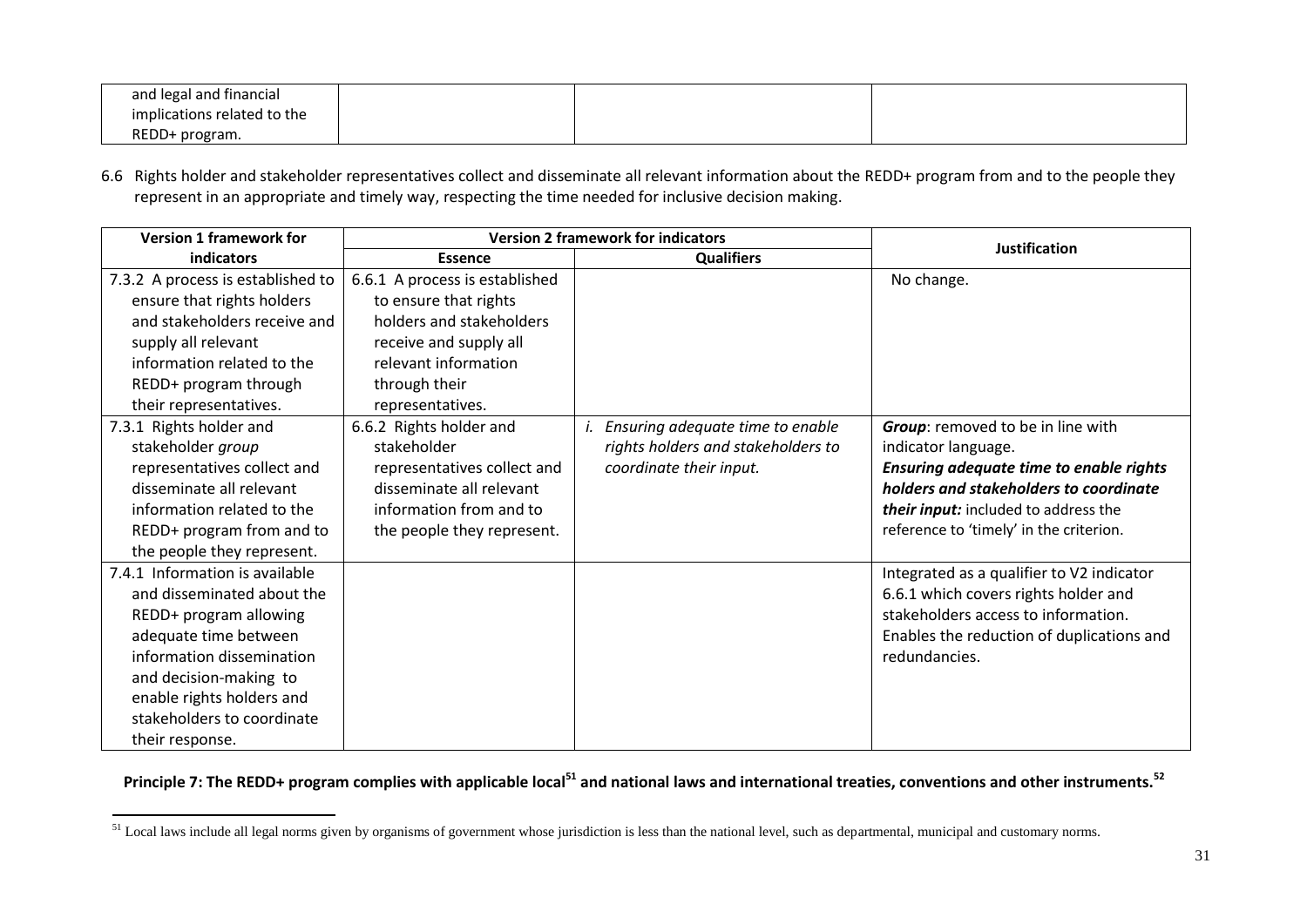| | | | |
|---|---|---|---|
| and legal and financial implications related to the REDD+ program. | | | |

6.6 Rights holder and stakeholder representatives collect and disseminate all relevant information about the REDD+ program from and to the people they represent in an appropriate and timely way, respecting the time needed for inclusive decision making.

| Version 1 framework for indicators | Version 2 framework for indicators | | Justification |
|---|---|---|---|
| | Essence | Qualifiers | |
| 7.3.2 A process is established to ensure that rights holders and stakeholders receive and supply all relevant information related to the REDD+ program through their representatives. | 6.6.1 A process is established to ensure that rights holders and stakeholders receive and supply all relevant information through their representatives. | | No change. |
| 7.3.1 Rights holder and stakeholder *group* representatives collect and disseminate all relevant information related to the REDD+ program from and to the people they represent. | 6.6.2 Rights holder and stakeholder representatives collect and disseminate all relevant information from and to the people they represent. | *i. Ensuring adequate time to enable rights holders and stakeholders to coordinate their input.* | ***Group***: removed to be in line with indicator language. ***Ensuring adequate time to enable rights holders and stakeholders to coordinate their input:*** included to address the reference to 'timely' in the criterion. |
| 7.4.1 Information is available and disseminated about the REDD+ program allowing adequate time between information dissemination and decision-making to enable rights holders and stakeholders to coordinate their response. | | | Integrated as a qualifier to V2 indicator 6.6.1 which covers rights holder and stakeholders access to information. Enables the reduction of duplications and redundancies. |

**Principle 7: The REDD+ program complies with applicable local[51] and national laws and international treaties, conventions and other instruments.[52]**

[51] Local laws include all legal norms given by organisms of government whose jurisdiction is less than the national level, such as departmental, municipal and customary norms.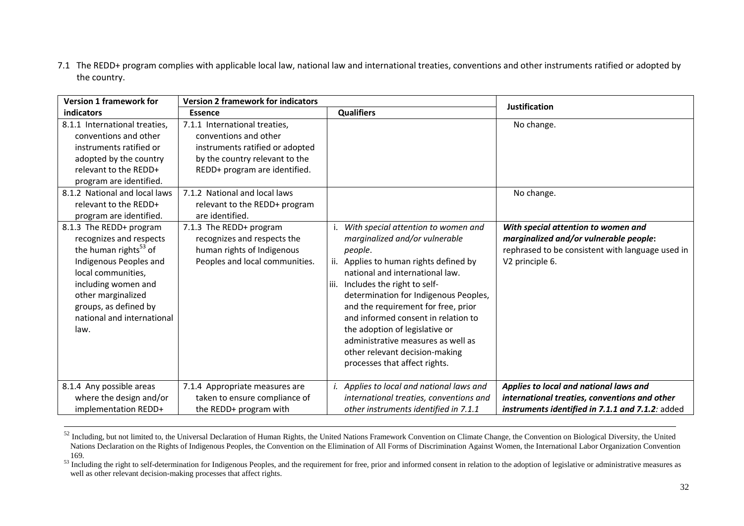7.1 The REDD+ program complies with applicable local law, national law and international treaties, conventions and other instruments ratified or adopted by the country.

| Version 1 framework for indicators | Version 2 framework for indicators | | Justification |
|---|---|---|---|
| | Essence | Qualifiers | |
| 8.1.1 International treaties, conventions and other instruments ratified or adopted by the country relevant to the REDD+ program are identified. | 7.1.1 International treaties, conventions and other instruments ratified or adopted by the country relevant to the REDD+ program are identified. | | No change. |
| 8.1.2 National and local laws relevant to the REDD+ program are identified. | 7.1.2 National and local laws relevant to the REDD+ program are identified. | | No change. |
| 8.1.3 The REDD+ program recognizes and respects the human rights[53] of Indigenous Peoples and local communities, including women and other marginalized groups, as defined by national and international law. | 7.1.3 The REDD+ program recognizes and respects the human rights of Indigenous Peoples and local communities. | i. *With special attention to women and marginalized and/or vulnerable people*. ii. Applies to human rights defined by national and international law. iii. Includes the right to self-determination for Indigenous Peoples, and the requirement for free, prior and informed consent in relation to the adoption of legislative or administrative measures as well as other relevant decision-making processes that affect rights. | ***With special attention to women and marginalized and/or vulnerable people*:** rephrased to be consistent with language used in V2 principle 6. |
| 8.1.4 Any possible areas where the design and/or implementation REDD+ | 7.1.4 Appropriate measures are taken to ensure compliance of the REDD+ program with | *i. Applies to local and national laws and international treaties, conventions and other instruments identified in 7.1.1* | ***Applies to local and national laws and international treaties, conventions and other instruments identified in 7.1.1 and 7.1.2*:** added |

[52] Including, but not limited to, the Universal Declaration of Human Rights, the United Nations Framework Convention on Climate Change, the Convention on Biological Diversity, the United Nations Declaration on the Rights of Indigenous Peoples, the Convention on the Elimination of All Forms of Discrimination Against Women, the International Labor Organization Convention 169.

[53] Including the right to self-determination for Indigenous Peoples, and the requirement for free, prior and informed consent in relation to the adoption of legislative or administrative measures as well as other relevant decision-making processes that affect rights.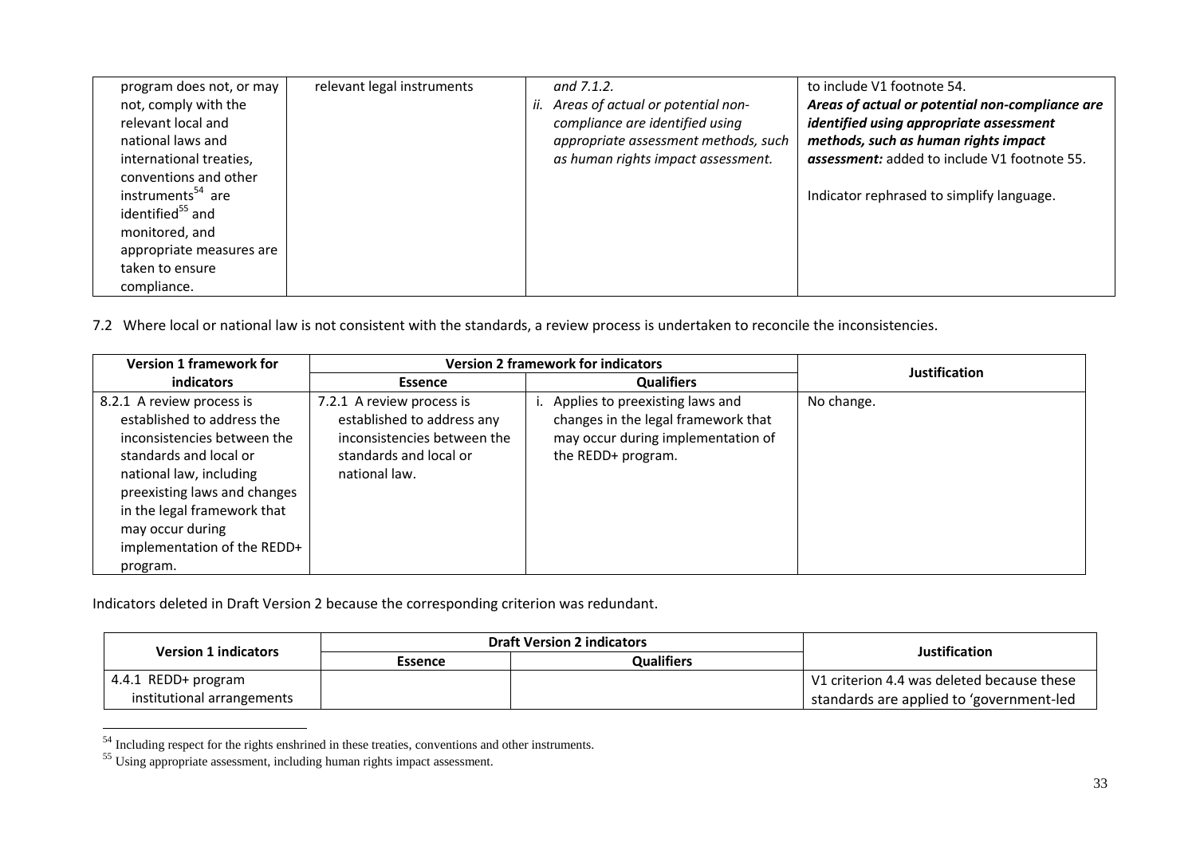| | | | |
|---|---|---|---|
| program does not, or may not, comply with the relevant local and national laws and international treaties, conventions and other instruments[54] are identified[55] and monitored, and appropriate measures are taken to ensure compliance. | relevant legal instruments | *and 7.1.2.*<br>*ii. Areas of actual or potential non-compliance are identified using appropriate assessment methods, such as human rights impact assessment.* | to include V1 footnote 54.<br>***Areas of actual or potential non-compliance are identified using appropriate assessment methods, such as human rights impact assessment:*** added to include V1 footnote 55.<br><br>Indicator rephrased to simplify language. |

7.2 Where local or national law is not consistent with the standards, a review process is undertaken to reconcile the inconsistencies.

| Version 1 framework for indicators | Version 2 framework for indicators | | Justification |
|---|---|---|---|
| | Essence | Qualifiers | |
| 8.2.1 A review process is established to address the inconsistencies between the standards and local or national law, including preexisting laws and changes in the legal framework that may occur during implementation of the REDD+ program. | 7.2.1 A review process is established to address any inconsistencies between the standards and local or national law. | i. Applies to preexisting laws and changes in the legal framework that may occur during implementation of the REDD+ program. | No change. |

Indicators deleted in Draft Version 2 because the corresponding criterion was redundant.

| Version 1 indicators | Draft Version 2 indicators | | Justification |
|---|---|---|---|
| | Essence | Qualifiers | |
| 4.4.1 REDD+ program institutional arrangements | | | V1 criterion 4.4 was deleted because these standards are applied to 'government-led |

[54] Including respect for the rights enshrined in these treaties, conventions and other instruments.

[55] Using appropriate assessment, including human rights impact assessment.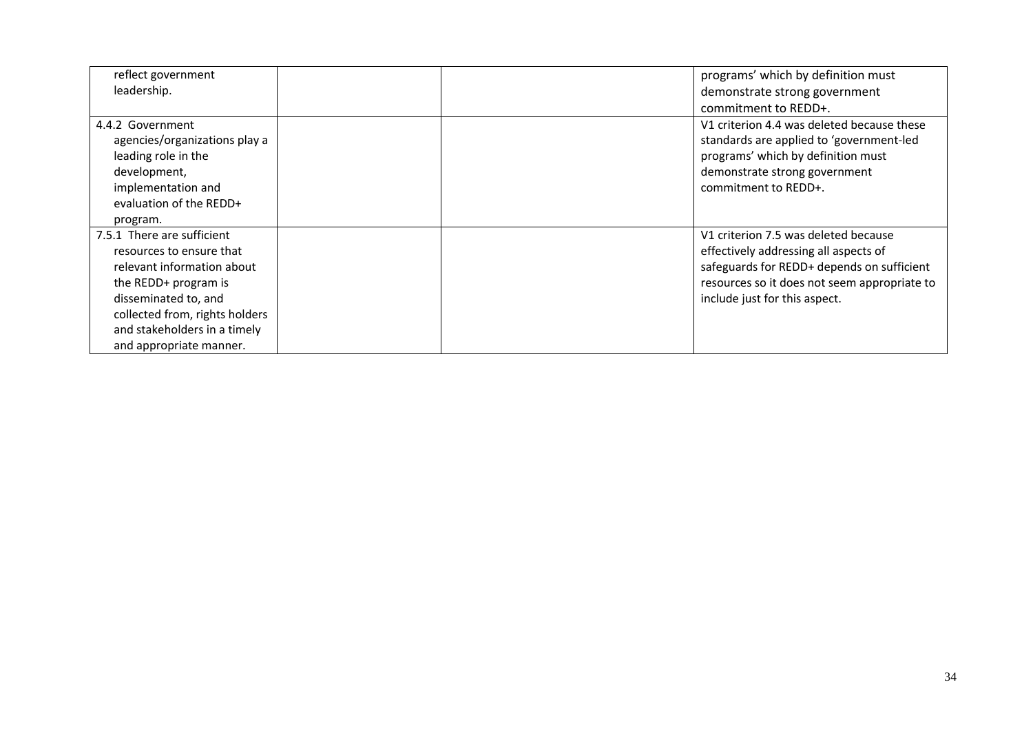| | | | |
|---|---|---|---|
| reflect government leadership. | | | programs' which by definition must demonstrate strong government commitment to REDD+. |
| 4.4.2 Government agencies/organizations play a leading role in the development, implementation and evaluation of the REDD+ program. | | | V1 criterion 4.4 was deleted because these standards are applied to 'government-led programs' which by definition must demonstrate strong government commitment to REDD+. |
| 7.5.1 There are sufficient resources to ensure that relevant information about the REDD+ program is disseminated to, and collected from, rights holders and stakeholders in a timely and appropriate manner. | | | V1 criterion 7.5 was deleted because effectively addressing all aspects of safeguards for REDD+ depends on sufficient resources so it does not seem appropriate to include just for this aspect. |